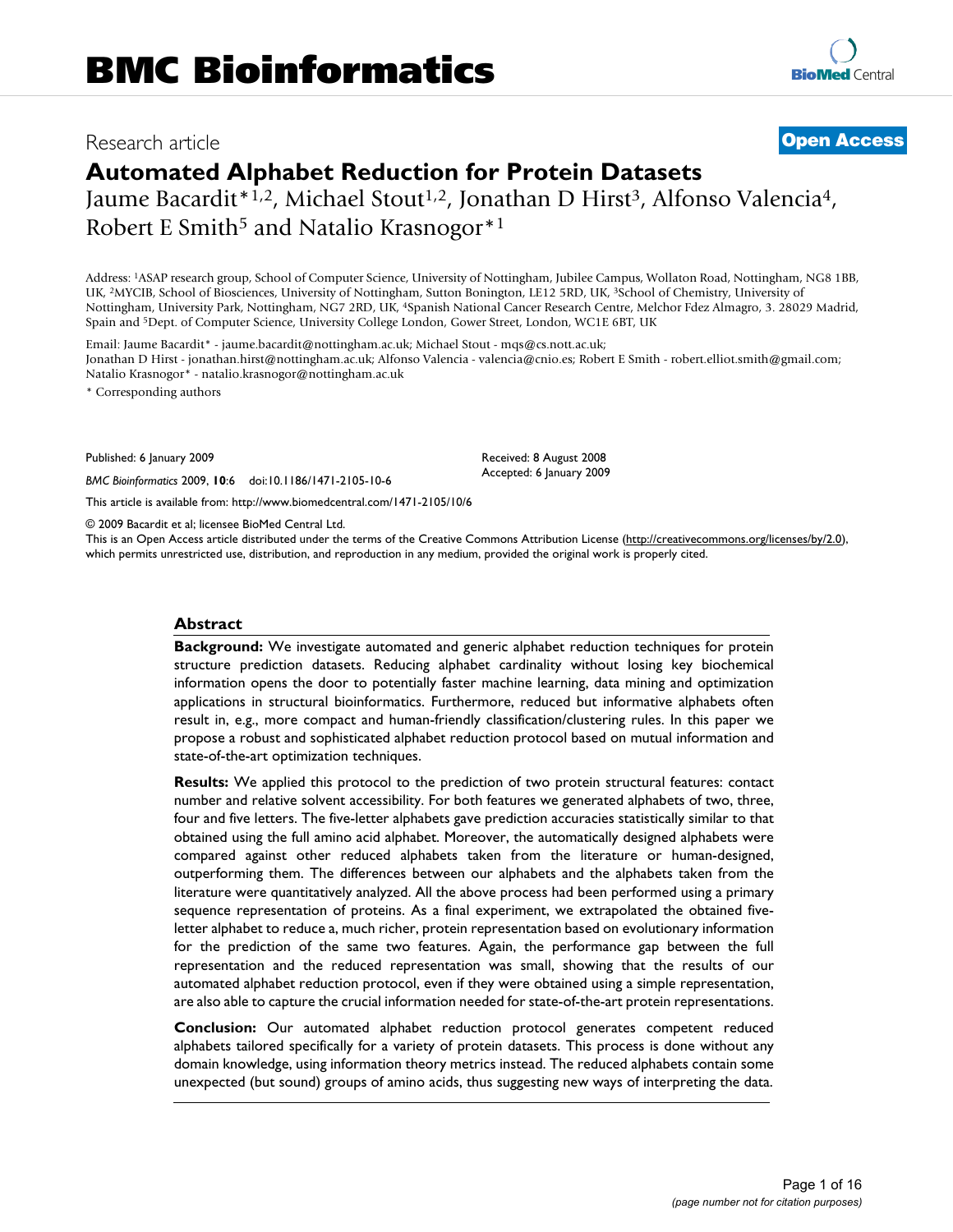Research article

**Open Access**

# Automated Alphabet Reduction for Protein Datasets

Jaume Bacardit*[1,2], Michael Stout[1,2], Jonathan D Hirst[3], Alfonso Valencia[4], Robert E Smith[5] and Natalio Krasnogor*[1]

Address: [1]ASAP research group, School of Computer Science, University of Nottingham, Jubilee Campus, Wollaton Road, Nottingham, NG8 1BB, UK, [2]MYCIB, School of Biosciences, University of Nottingham, Sutton Bonington, LE12 5RD, UK, [3]School of Chemistry, University of Nottingham, University Park, Nottingham, NG7 2RD, UK, [4]Spanish National Cancer Research Centre, Melchor Fdez Almagro, 3. 28029 Madrid, Spain and [5]Dept. of Computer Science, University College London, Gower Street, London, WC1E 6BT, UK

Email: Jaume Bacardit* - jaume.bacardit@nottingham.ac.uk; Michael Stout - mqs@cs.nott.ac.uk; Jonathan D Hirst - jonathan.hirst@nottingham.ac.uk; Alfonso Valencia - valencia@cnio.es; Robert E Smith - robert.elliot.smith@gmail.com; Natalio Krasnogor* - natalio.krasnogor@nottingham.ac.uk

\* Corresponding authors

Published: 6 January 2009

*BMC Bioinformatics* 2009, **10**:6 doi:10.1186/1471-2105-10-6

Received: 8 August 2008
Accepted: 6 January 2009

This article is available from: http://www.biomedcentral.com/1471-2105/10/6

© 2009 Bacardit et al; licensee BioMed Central Ltd.

This is an Open Access article distributed under the terms of the Creative Commons Attribution License (http://creativecommons.org/licenses/by/2.0), which permits unrestricted use, distribution, and reproduction in any medium, provided the original work is properly cited.

## Abstract

**Background:** We investigate automated and generic alphabet reduction techniques for protein structure prediction datasets. Reducing alphabet cardinality without losing key biochemical information opens the door to potentially faster machine learning, data mining and optimization applications in structural bioinformatics. Furthermore, reduced but informative alphabets often result in, e.g., more compact and human-friendly classification/clustering rules. In this paper we propose a robust and sophisticated alphabet reduction protocol based on mutual information and state-of-the-art optimization techniques.

**Results:** We applied this protocol to the prediction of two protein structural features: contact number and relative solvent accessibility. For both features we generated alphabets of two, three, four and five letters. The five-letter alphabets gave prediction accuracies statistically similar to that obtained using the full amino acid alphabet. Moreover, the automatically designed alphabets were compared against other reduced alphabets taken from the literature or human-designed, outperforming them. The differences between our alphabets and the alphabets taken from the literature were quantitatively analyzed. All the above process had been performed using a primary sequence representation of proteins. As a final experiment, we extrapolated the obtained five-letter alphabet to reduce a, much richer, protein representation based on evolutionary information for the prediction of the same two features. Again, the performance gap between the full representation and the reduced representation was small, showing that the results of our automated alphabet reduction protocol, even if they were obtained using a simple representation, are also able to capture the crucial information needed for state-of-the-art protein representations.

**Conclusion:** Our automated alphabet reduction protocol generates competent reduced alphabets tailored specifically for a variety of protein datasets. This process is done without any domain knowledge, using information theory metrics instead. The reduced alphabets contain some unexpected (but sound) groups of amino acids, thus suggesting new ways of interpreting the data.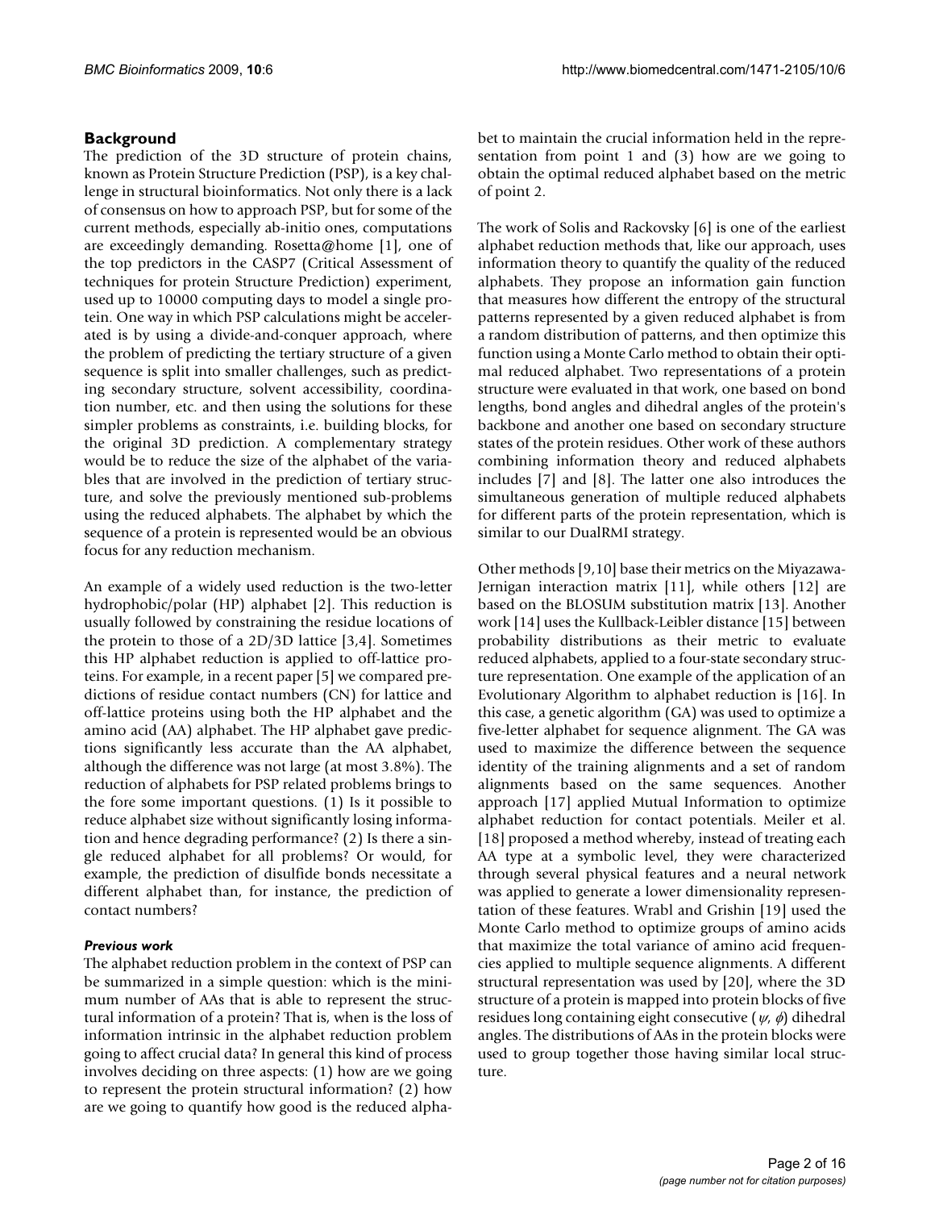## Background

The prediction of the 3D structure of protein chains, known as Protein Structure Prediction (PSP), is a key challenge in structural bioinformatics. Not only there is a lack of consensus on how to approach PSP, but for some of the current methods, especially ab-initio ones, computations are exceedingly demanding. Rosetta@home [1], one of the top predictors in the CASP7 (Critical Assessment of techniques for protein Structure Prediction) experiment, used up to 10000 computing days to model a single protein. One way in which PSP calculations might be accelerated is by using a divide-and-conquer approach, where the problem of predicting the tertiary structure of a given sequence is split into smaller challenges, such as predicting secondary structure, solvent accessibility, coordination number, etc. and then using the solutions for these simpler problems as constraints, i.e. building blocks, for the original 3D prediction. A complementary strategy would be to reduce the size of the alphabet of the variables that are involved in the prediction of tertiary structure, and solve the previously mentioned sub-problems using the reduced alphabets. The alphabet by which the sequence of a protein is represented would be an obvious focus for any reduction mechanism.

An example of a widely used reduction is the two-letter hydrophobic/polar (HP) alphabet [2]. This reduction is usually followed by constraining the residue locations of the protein to those of a 2D/3D lattice [3,4]. Sometimes this HP alphabet reduction is applied to off-lattice proteins. For example, in a recent paper [5] we compared predictions of residue contact numbers (CN) for lattice and off-lattice proteins using both the HP alphabet and the amino acid (AA) alphabet. The HP alphabet gave predictions significantly less accurate than the AA alphabet, although the difference was not large (at most 3.8%). The reduction of alphabets for PSP related problems brings to the fore some important questions. (1) Is it possible to reduce alphabet size without significantly losing information and hence degrading performance? (2) Is there a single reduced alphabet for all problems? Or would, for example, the prediction of disulfide bonds necessitate a different alphabet than, for instance, the prediction of contact numbers?

### *Previous work*

The alphabet reduction problem in the context of PSP can be summarized in a simple question: which is the minimum number of AAs that is able to represent the structural information of a protein? That is, when is the loss of information intrinsic in the alphabet reduction problem going to affect crucial data? In general this kind of process involves deciding on three aspects: (1) how are we going to represent the protein structural information? (2) how are we going to quantify how good is the reduced alphabet to maintain the crucial information held in the representation from point 1 and (3) how are we going to obtain the optimal reduced alphabet based on the metric of point 2.

The work of Solis and Rackovsky [6] is one of the earliest alphabet reduction methods that, like our approach, uses information theory to quantify the quality of the reduced alphabets. They propose an information gain function that measures how different the entropy of the structural patterns represented by a given reduced alphabet is from a random distribution of patterns, and then optimize this function using a Monte Carlo method to obtain their optimal reduced alphabet. Two representations of a protein structure were evaluated in that work, one based on bond lengths, bond angles and dihedral angles of the protein's backbone and another one based on secondary structure states of the protein residues. Other work of these authors combining information theory and reduced alphabets includes [7] and [8]. The latter one also introduces the simultaneous generation of multiple reduced alphabets for different parts of the protein representation, which is similar to our DualRMI strategy.

Other methods [9,10] base their metrics on the Miyazawa-Jernigan interaction matrix [11], while others [12] are based on the BLOSUM substitution matrix [13]. Another work [14] uses the Kullback-Leibler distance [15] between probability distributions as their metric to evaluate reduced alphabets, applied to a four-state secondary structure representation. One example of the application of an Evolutionary Algorithm to alphabet reduction is [16]. In this case, a genetic algorithm (GA) was used to optimize a five-letter alphabet for sequence alignment. The GA was used to maximize the difference between the sequence identity of the training alignments and a set of random alignments based on the same sequences. Another approach [17] applied Mutual Information to optimize alphabet reduction for contact potentials. Meiler et al. [18] proposed a method whereby, instead of treating each AA type at a symbolic level, they were characterized through several physical features and a neural network was applied to generate a lower dimensionality representation of these features. Wrabl and Grishin [19] used the Monte Carlo method to optimize groups of amino acids that maximize the total variance of amino acid frequencies applied to multiple sequence alignments. A different structural representation was used by [20], where the 3D structure of a protein is mapped into protein blocks of five residues long containing eight consecutive ($\psi$, $\phi$) dihedral angles. The distributions of AAs in the protein blocks were used to group together those having similar local structure.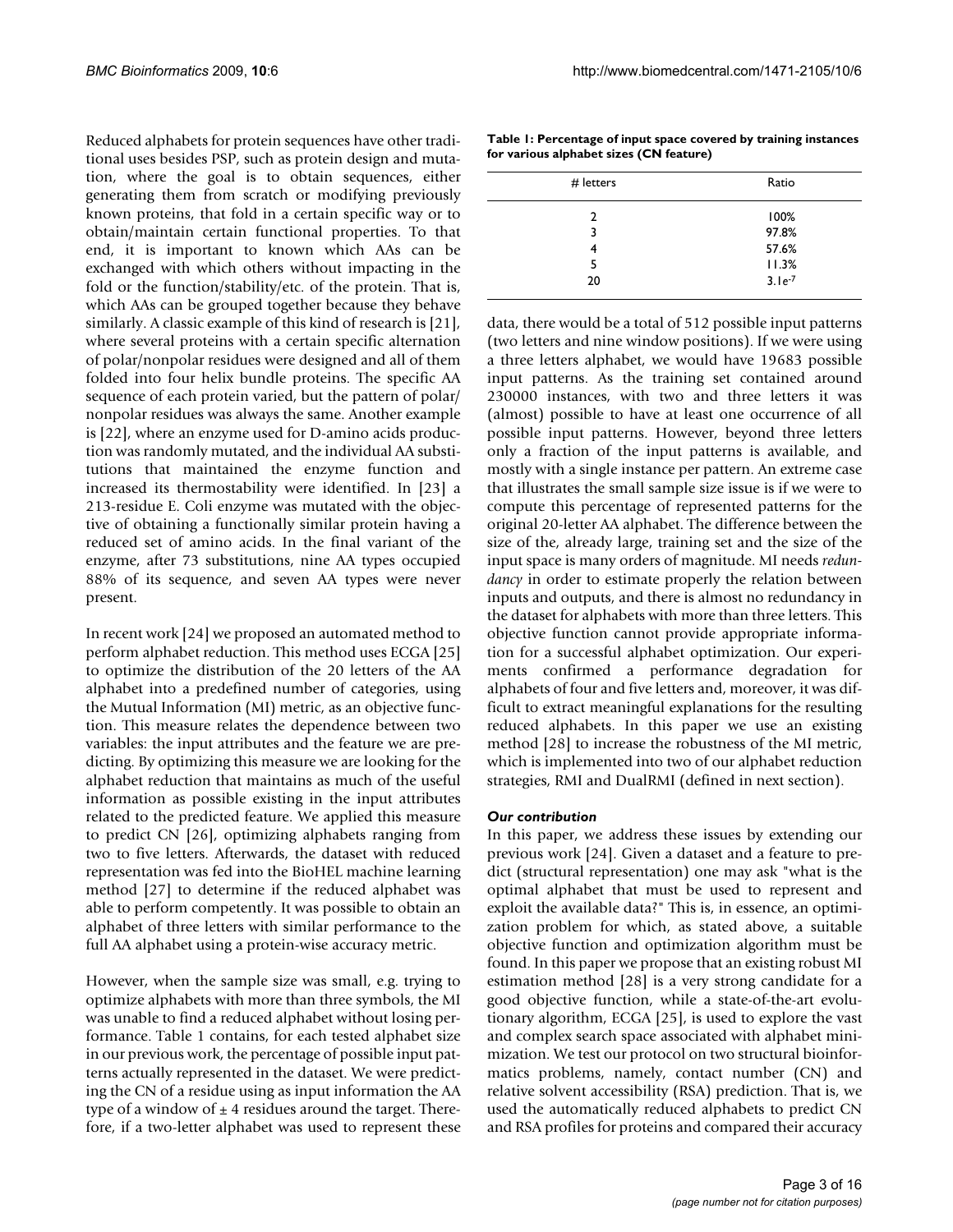Reduced alphabets for protein sequences have other traditional uses besides PSP, such as protein design and mutation, where the goal is to obtain sequences, either generating them from scratch or modifying previously known proteins, that fold in a certain specific way or to obtain/maintain certain functional properties. To that end, it is important to known which AAs can be exchanged with which others without impacting in the fold or the function/stability/etc. of the protein. That is, which AAs can be grouped together because they behave similarly. A classic example of this kind of research is [21], where several proteins with a certain specific alternation of polar/nonpolar residues were designed and all of them folded into four helix bundle proteins. The specific AA sequence of each protein varied, but the pattern of polar/nonpolar residues was always the same. Another example is [22], where an enzyme used for D-amino acids production was randomly mutated, and the individual AA substitutions that maintained the enzyme function and increased its thermostability were identified. In [23] a 213-residue E. Coli enzyme was mutated with the objective of obtaining a functionally similar protein having a reduced set of amino acids. In the final variant of the enzyme, after 73 substitutions, nine AA types occupied 88% of its sequence, and seven AA types were never present.

In recent work [24] we proposed an automated method to perform alphabet reduction. This method uses ECGA [25] to optimize the distribution of the 20 letters of the AA alphabet into a predefined number of categories, using the Mutual Information (MI) metric, as an objective function. This measure relates the dependence between two variables: the input attributes and the feature we are predicting. By optimizing this measure we are looking for the alphabet reduction that maintains as much of the useful information as possible existing in the input attributes related to the predicted feature. We applied this measure to predict CN [26], optimizing alphabets ranging from two to five letters. Afterwards, the dataset with reduced representation was fed into the BioHEL machine learning method [27] to determine if the reduced alphabet was able to perform competently. It was possible to obtain an alphabet of three letters with similar performance to the full AA alphabet using a protein-wise accuracy metric.

However, when the sample size was small, e.g. trying to optimize alphabets with more than three symbols, the MI was unable to find a reduced alphabet without losing performance. Table 1 contains, for each tested alphabet size in our previous work, the percentage of possible input patterns actually represented in the dataset. We were predicting the CN of a residue using as input information the AA type of a window of $\pm$ 4 residues around the target. Therefore, if a two-letter alphabet was used to represent these data, there would be a total of 512 possible input patterns (two letters and nine window positions). If we were using a three letters alphabet, we would have 19683 possible input patterns. As the training set contained around 230000 instances, with two and three letters it was (almost) possible to have at least one occurrence of all possible input patterns. However, beyond three letters only a fraction of the input patterns is available, and mostly with a single instance per pattern. An extreme case that illustrates the small sample size issue is if we were to compute this percentage of represented patterns for the original 20-letter AA alphabet. The difference between the size of the, already large, training set and the size of the input space is many orders of magnitude. MI needs *redundancy* in order to estimate properly the relation between inputs and outputs, and there is almost no redundancy in the dataset for alphabets with more than three letters. This objective function cannot provide appropriate information for a successful alphabet optimization. Our experiments confirmed a performance degradation for alphabets of four and five letters and, moreover, it was difficult to extract meaningful explanations for the resulting reduced alphabets. In this paper we use an existing method [28] to increase the robustness of the MI metric, which is implemented into two of our alphabet reduction strategies, RMI and DualRMI (defined in next section).

**Table 1: Percentage of input space covered by training instances for various alphabet sizes (CN feature)**

| # letters | Ratio |
|---|---|
| 2 | 100% |
| 3 | 97.8% |
| 4 | 57.6% |
| 5 | 11.3% |
| 20 | $3.1e^{-7}$ |

### *Our contribution*

In this paper, we address these issues by extending our previous work [24]. Given a dataset and a feature to predict (structural representation) one may ask "what is the optimal alphabet that must be used to represent and exploit the available data?" This is, in essence, an optimization problem for which, as stated above, a suitable objective function and optimization algorithm must be found. In this paper we propose that an existing robust MI estimation method [28] is a very strong candidate for a good objective function, while a state-of-the-art evolutionary algorithm, ECGA [25], is used to explore the vast and complex search space associated with alphabet minimization. We test our protocol on two structural bioinformatics problems, namely, contact number (CN) and relative solvent accessibility (RSA) prediction. That is, we used the automatically reduced alphabets to predict CN and RSA profiles for proteins and compared their accuracy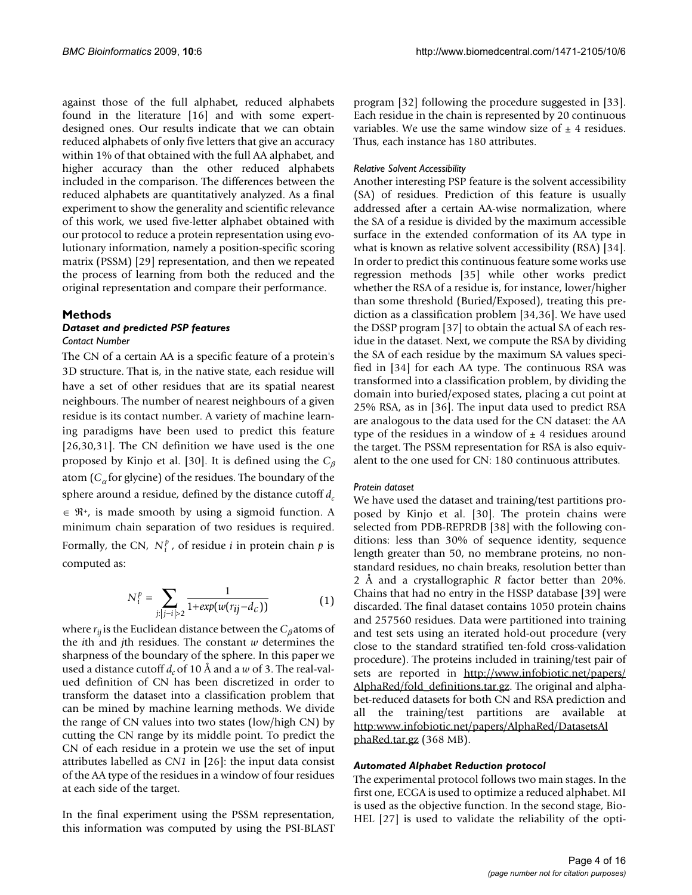against those of the full alphabet, reduced alphabets found in the literature [16] and with some expert-designed ones. Our results indicate that we can obtain reduced alphabets of only five letters that give an accuracy within 1% of that obtained with the full AA alphabet, and higher accuracy than the other reduced alphabets included in the comparison. The differences between the reduced alphabets are quantitatively analyzed. As a final experiment to show the generality and scientific relevance of this work, we used five-letter alphabet obtained with our protocol to reduce a protein representation using evolutionary information, namely a position-specific scoring matrix (PSSM) [29] representation, and then we repeated the process of learning from both the reduced and the original representation and compare their performance.

## Methods

### Dataset and predicted PSP features

#### Contact Number

The CN of a certain AA is a specific feature of a protein's 3D structure. That is, in the native state, each residue will have a set of other residues that are its spatial nearest neighbours. The number of nearest neighbours of a given residue is its contact number. A variety of machine learning paradigms have been used to predict this feature [26,30,31]. The CN definition we have used is the one proposed by Kinjo et al. [30]. It is defined using the $C_\beta$ atom ($C_\alpha$ for glycine) of the residues. The boundary of the sphere around a residue, defined by the distance cutoff $d_c \in \Re^+$, is made smooth by using a sigmoid function. A minimum chain separation of two residues is required. Formally, the CN, $N_i^p$, of residue $i$ in protein chain $p$ is computed as:

$$N_i^p = \sum_{j:|j-i|>2} \frac{1}{1+exp(w(r_{ij}-d_c))} \quad (1)$$

where $r_{ij}$ is the Euclidean distance between the $C_\beta$ atoms of the $i$th and $j$th residues. The constant $w$ determines the sharpness of the boundary of the sphere. In this paper we used a distance cutoff $d_c$ of 10 Å and a $w$ of 3. The real-valued definition of CN has been discretized in order to transform the dataset into a classification problem that can be mined by machine learning methods. We divide the range of CN values into two states (low/high CN) by cutting the CN range by its middle point. To predict the CN of each residue in a protein we use the set of input attributes labelled as *CN1* in [26]: the input data consist of the AA type of the residues in a window of four residues at each side of the target.

In the final experiment using the PSSM representation, this information was computed by using the PSI-BLAST program [32] following the procedure suggested in [33]. Each residue in the chain is represented by 20 continuous variables. We use the same window size of ± 4 residues. Thus, each instance has 180 attributes.

#### Relative Solvent Accessibility

Another interesting PSP feature is the solvent accessibility (SA) of residues. Prediction of this feature is usually addressed after a certain AA-wise normalization, where the SA of a residue is divided by the maximum accessible surface in the extended conformation of its AA type in what is known as relative solvent accessibility (RSA) [34]. In order to predict this continuous feature some works use regression methods [35] while other works predict whether the RSA of a residue is, for instance, lower/higher than some threshold (Buried/Exposed), treating this prediction as a classification problem [34,36]. We have used the DSSP program [37] to obtain the actual SA of each residue in the dataset. Next, we compute the RSA by dividing the SA of each residue by the maximum SA values specified in [34] for each AA type. The continuous RSA was transformed into a classification problem, by dividing the domain into buried/exposed states, placing a cut point at 25% RSA, as in [36]. The input data used to predict RSA are analogous to the data used for the CN dataset: the AA type of the residues in a window of ± 4 residues around the target. The PSSM representation for RSA is also equivalent to the one used for CN: 180 continuous attributes.

#### Protein dataset

We have used the dataset and training/test partitions proposed by Kinjo et al. [30]. The protein chains were selected from PDB-REPRDB [38] with the following conditions: less than 30% of sequence identity, sequence length greater than 50, no membrane proteins, no nonstandard residues, no chain breaks, resolution better than 2 Å and a crystallographic *R* factor better than 20%. Chains that had no entry in the HSSP database [39] were discarded. The final dataset contains 1050 protein chains and 257560 residues. Data were partitioned into training and test sets using an iterated hold-out procedure (very close to the standard stratified ten-fold cross-validation procedure). The proteins included in training/test pair of sets are reported in http://www.infobiotic.net/papers/AlphaRed/fold_definitions.tar.gz. The original and alphabet-reduced datasets for both CN and RSA prediction and all the training/test partitions are available at http:www.infobiotic.net/papers/AlphaRed/DatasetsAlphaRed.tar.gz (368 MB).

### Automated Alphabet Reduction protocol

The experimental protocol follows two main stages. In the first one, ECGA is used to optimize a reduced alphabet. MI is used as the objective function. In the second stage, BioHEL [27] is used to validate the reliability of the opti-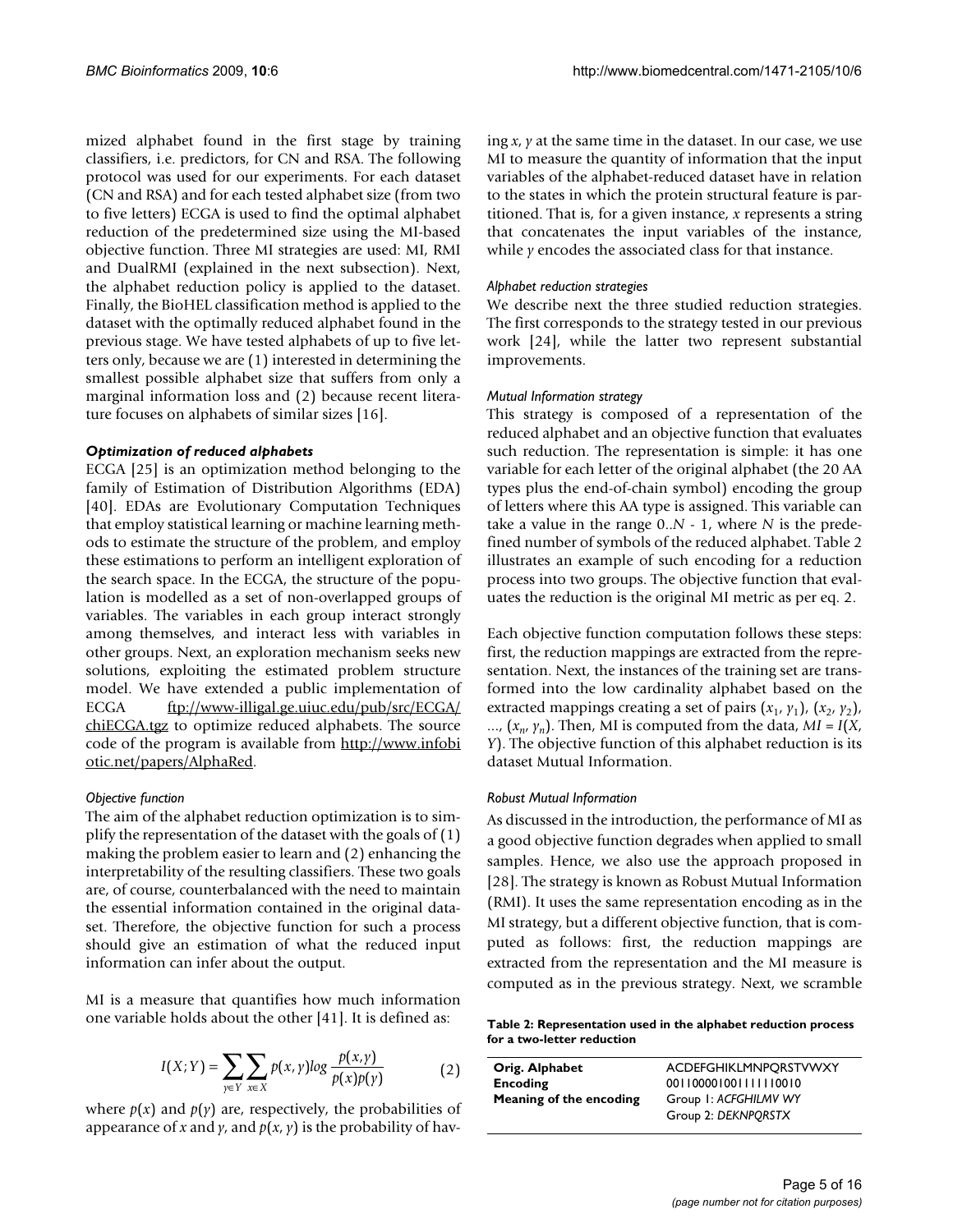mized alphabet found in the first stage by training classifiers, i.e. predictors, for CN and RSA. The following protocol was used for our experiments. For each dataset (CN and RSA) and for each tested alphabet size (from two to five letters) ECGA is used to find the optimal alphabet reduction of the predetermined size using the MI-based objective function. Three MI strategies are used: MI, RMI and DualRMI (explained in the next subsection). Next, the alphabet reduction policy is applied to the dataset. Finally, the BioHEL classification method is applied to the dataset with the optimally reduced alphabet found in the previous stage. We have tested alphabets of up to five letters only, because we are (1) interested in determining the smallest possible alphabet size that suffers from only a marginal information loss and (2) because recent literature focuses on alphabets of similar sizes [16].

### *Optimization of reduced alphabets*

ECGA [25] is an optimization method belonging to the family of Estimation of Distribution Algorithms (EDA) [40]. EDAs are Evolutionary Computation Techniques that employ statistical learning or machine learning methods to estimate the structure of the problem, and employ these estimations to perform an intelligent exploration of the search space. In the ECGA, the structure of the population is modelled as a set of non-overlapped groups of variables. The variables in each group interact strongly among themselves, and interact less with variables in other groups. Next, an exploration mechanism seeks new solutions, exploiting the estimated problem structure model. We have extended a public implementation of ECGA ftp://www-illigal.ge.uiuc.edu/pub/src/ECGA/chiECGA.tgz to optimize reduced alphabets. The source code of the program is available from http://www.infobiotic.net/papers/AlphaRed.

#### *Objective function*

The aim of the alphabet reduction optimization is to simplify the representation of the dataset with the goals of (1) making the problem easier to learn and (2) enhancing the interpretability of the resulting classifiers. These two goals are, of course, counterbalanced with the need to maintain the essential information contained in the original dataset. Therefore, the objective function for such a process should give an estimation of what the reduced input information can infer about the output.

MI is a measure that quantifies how much information one variable holds about the other [41]. It is defined as:

$$I(X;Y) = \sum_{y \in Y} \sum_{x \in X} p(x,y) \log \frac{p(x,y)}{p(x)p(y)} \qquad (2)$$

where $p(x)$ and $p(y)$ are, respectively, the probabilities of appearance of $x$ and $y$, and $p(x, y)$ is the probability of having $x$, $y$ at the same time in the dataset. In our case, we use MI to measure the quantity of information that the input variables of the alphabet-reduced dataset have in relation to the states in which the protein structural feature is partitioned. That is, for a given instance, $x$ represents a string that concatenates the input variables of the instance, while $y$ encodes the associated class for that instance.

#### *Alphabet reduction strategies*

We describe next the three studied reduction strategies. The first corresponds to the strategy tested in our previous work [24], while the latter two represent substantial improvements.

#### *Mutual Information strategy*

This strategy is composed of a representation of the reduced alphabet and an objective function that evaluates such reduction. The representation is simple: it has one variable for each letter of the original alphabet (the 20 AA types plus the end-of-chain symbol) encoding the group of letters where this AA type is assigned. This variable can take a value in the range 0..$N$ - 1, where $N$ is the predefined number of symbols of the reduced alphabet. Table 2 illustrates an example of such encoding for a reduction process into two groups. The objective function that evaluates the reduction is the original MI metric as per eq. 2.

Each objective function computation follows these steps: first, the reduction mappings are extracted from the representation. Next, the instances of the training set are transformed into the low cardinality alphabet based on the extracted mappings creating a set of pairs $(x_1, y_1)$, $(x_2, y_2)$, ..., $(x_n, y_n)$. Then, MI is computed from the data, $MI = I(X, Y)$. The objective function of this alphabet reduction is its dataset Mutual Information.

#### *Robust Mutual Information*

As discussed in the introduction, the performance of MI as a good objective function degrades when applied to small samples. Hence, we also use the approach proposed in [28]. The strategy is known as Robust Mutual Information (RMI). It uses the same representation encoding as in the MI strategy, but a different objective function, that is computed as follows: first, the reduction mappings are extracted from the representation and the MI measure is computed as in the previous strategy. Next, we scramble

**Table 2: Representation used in the alphabet reduction process for a two-letter reduction**

| | |
|---|---|
| **Orig. Alphabet** | ACDEFGHIKLMNPQRSTVWXY |
| **Encoding** | 001100001001111110010 |
| **Meaning of the encoding** | Group 1: *ACFGHILMV WY*<br>Group 2: *DEKNPQRSTX* |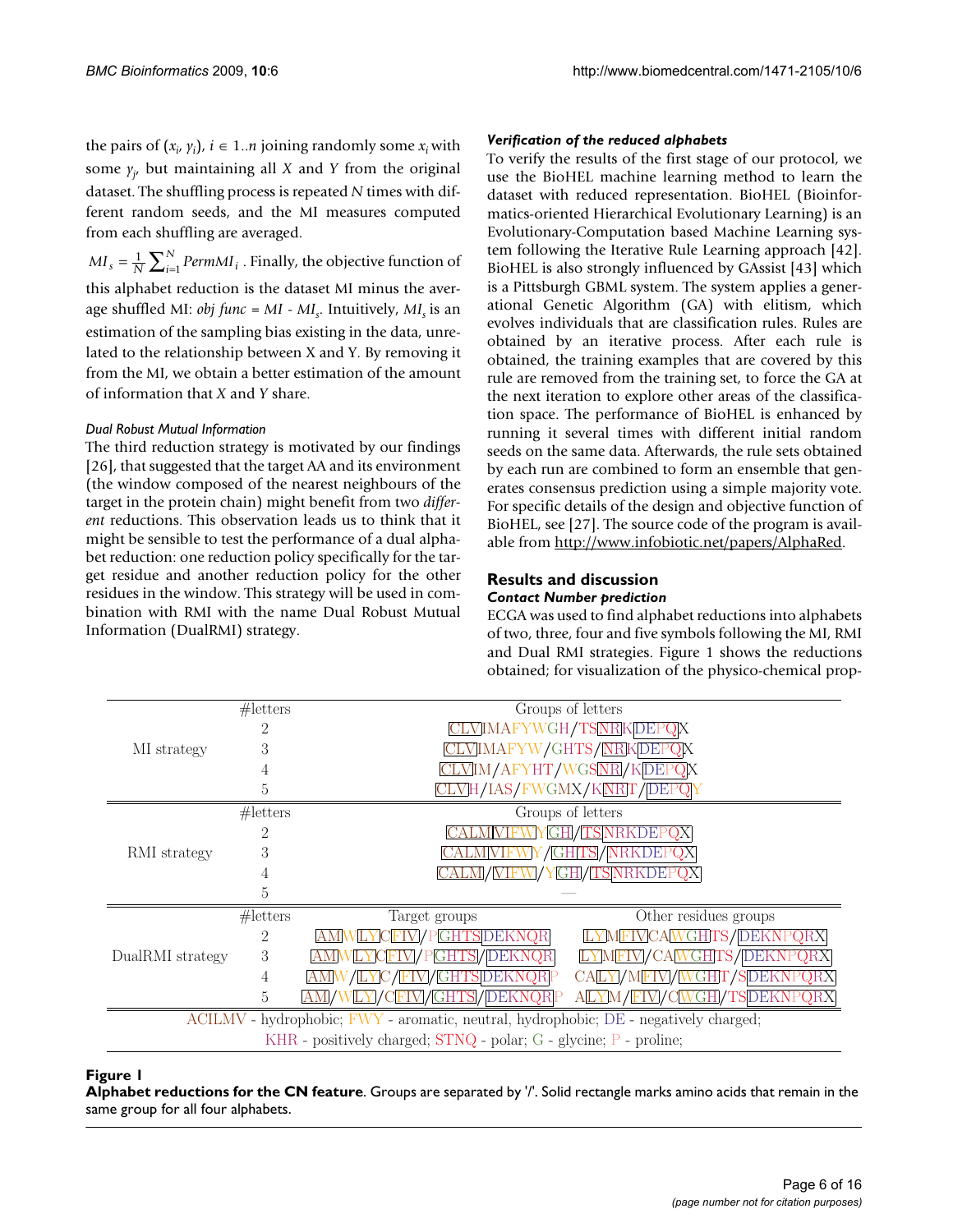the pairs of $(x_i, y_i)$, $i \in 1..n$ joining randomly some $x_i$ with some $y_j$, but maintaining all $X$ and $Y$ from the original dataset. The shuffling process is repeated $N$ times with different random seeds, and the MI measures computed from each shuffling are averaged.

$MI_s = \frac{1}{N}\sum_{i=1}^{N} PermMI_i$. Finally, the objective function of this alphabet reduction is the dataset MI minus the average shuffled MI: *obj func* = $MI - MI_s$. Intuitively, $MI_s$ is an estimation of the sampling bias existing in the data, unrelated to the relationship between X and Y. By removing it from the MI, we obtain a better estimation of the amount of information that $X$ and $Y$ share.

#### Dual Robust Mutual Information

The third reduction strategy is motivated by our findings [26], that suggested that the target AA and its environment (the window composed of the nearest neighbours of the target in the protein chain) might benefit from two *different* reductions. This observation leads us to think that it might be sensible to test the performance of a dual alphabet reduction: one reduction policy specifically for the target residue and another reduction policy for the other residues in the window. This strategy will be used in combination with RMI with the name Dual Robust Mutual Information (DualRMI) strategy.

### Verification of the reduced alphabets

To verify the results of the first stage of our protocol, we use the BioHEL machine learning method to learn the dataset with reduced representation. BioHEL (Bioinformatics-oriented Hierarchical Evolutionary Learning) is an Evolutionary-Computation based Machine Learning system following the Iterative Rule Learning approach [42]. BioHEL is also strongly influenced by GAssist [43] which is a Pittsburgh GBML system. The system applies a generational Genetic Algorithm (GA) with elitism, which evolves individuals that are classification rules. Rules are obtained by an iterative process. After each rule is obtained, the training examples that are covered by this rule are removed from the training set, to force the GA at the next iteration to explore other areas of the classification space. The performance of BioHEL is enhanced by running it several times with different initial random seeds on the same data. Afterwards, the rule sets obtained by each run are combined to form an ensemble that generates consensus prediction using a simple majority vote. For specific details of the design and objective function of BioHEL, see [27]. The source code of the program is available from http://www.infobiotic.net/papers/AlphaRed.

## Results and discussion

### Contact Number prediction

ECGA was used to find alphabet reductions into alphabets of two, three, four and five symbols following the MI, RMI and Dual RMI strategies. Figure 1 shows the reductions obtained; for visualization of the physico-chemical prop-

| | #letters | Groups of letters | |
|---|---|---|---|
| MI strategy | 2 | CLVIMAFYWGH/TSNRKDEPQX | |
| | 3 | CLVIMAFYW/GHTS/NRKDEPQX | |
| | 4 | CLVIM/AFYHT/WGSNR/KDEPQX | |
| | 5 | CLVH/IAS/FWGMX/KNRT/DEPQY | |
| | #letters | Groups of letters | |
| RMI strategy | 2 | CALMIVIFWYGH/TSNRKDEPQX | |
| | 3 | CALMIVIFWY/GHTS/NRKDEPQX | |
| | 4 | CALM/VIFW/YGH/TSNRKDEPQX | |
| | 5 | — | |
| | #letters | Target groups | Other residues groups |
| DualRMI strategy | 2 | AMWLYCFIV/PGHTSDEKNQR | LYMFIVCAWGHTS/DEKNPQRX |
| | 3 | AMWLYCFIV/PGHTS/DEKNQR | LYMFIV/CAWGHTS/DEKNPQRX |
| | 4 | AMW/LYC/FIV/GHTSDEKNQRP | CALY/MFIV/WGHT/SDEKNPQRX |
| | 5 | AM/WLY/CFIV/GHTS/DEKNQRP | ALYM/FIV/CWGH/TSDEKNPQRX |

ACILMV - hydrophobic; FWY - aromatic, neutral, hydrophobic; DE - negatively charged; KHR - positively charged; STNQ - polar; G - glycine; P - proline;

**Figure 1**
**Alphabet reductions for the CN feature**. Groups are separated by '/'. Solid rectangle marks amino acids that remain in the same group for all four alphabets.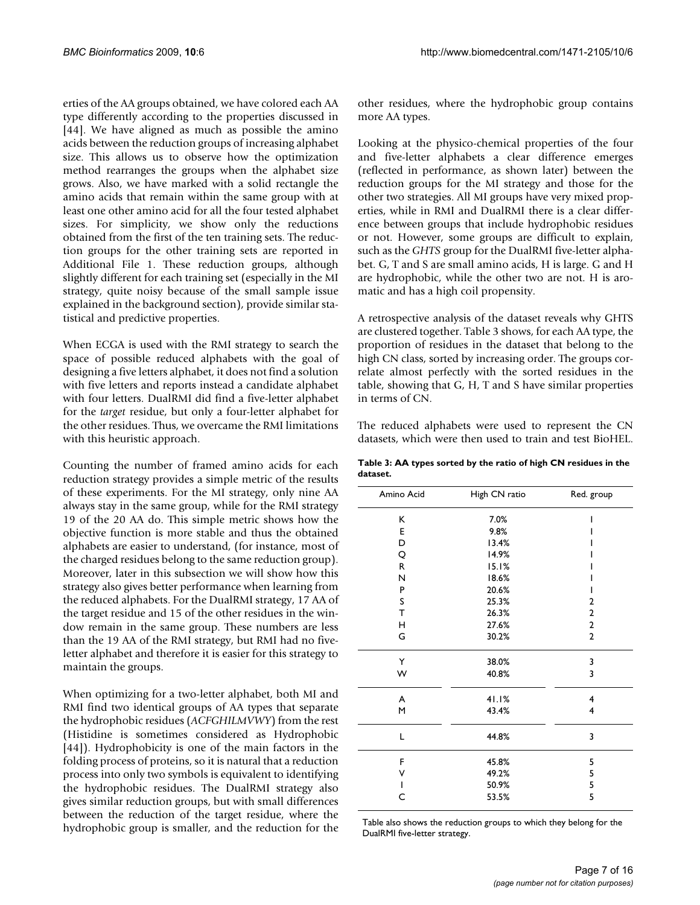erties of the AA groups obtained, we have colored each AA type differently according to the properties discussed in [44]. We have aligned as much as possible the amino acids between the reduction groups of increasing alphabet size. This allows us to observe how the optimization method rearranges the groups when the alphabet size grows. Also, we have marked with a solid rectangle the amino acids that remain within the same group with at least one other amino acid for all the four tested alphabet sizes. For simplicity, we show only the reductions obtained from the first of the ten training sets. The reduction groups for the other training sets are reported in Additional File 1. These reduction groups, although slightly different for each training set (especially in the MI strategy, quite noisy because of the small sample issue explained in the background section), provide similar statistical and predictive properties.

When ECGA is used with the RMI strategy to search the space of possible reduced alphabets with the goal of designing a five letters alphabet, it does not find a solution with five letters and reports instead a candidate alphabet with four letters. DualRMI did find a five-letter alphabet for the *target* residue, but only a four-letter alphabet for the other residues. Thus, we overcame the RMI limitations with this heuristic approach.

Counting the number of framed amino acids for each reduction strategy provides a simple metric of the results of these experiments. For the MI strategy, only nine AA always stay in the same group, while for the RMI strategy 19 of the 20 AA do. This simple metric shows how the objective function is more stable and thus the obtained alphabets are easier to understand, (for instance, most of the charged residues belong to the same reduction group). Moreover, later in this subsection we will show how this strategy also gives better performance when learning from the reduced alphabets. For the DualRMI strategy, 17 AA of the target residue and 15 of the other residues in the window remain in the same group. These numbers are less than the 19 AA of the RMI strategy, but RMI had no five-letter alphabet and therefore it is easier for this strategy to maintain the groups.

When optimizing for a two-letter alphabet, both MI and RMI find two identical groups of AA types that separate the hydrophobic residues (*ACFGHILMVWY*) from the rest (Histidine is sometimes considered as Hydrophobic [44]). Hydrophobicity is one of the main factors in the folding process of proteins, so it is natural that a reduction process into only two symbols is equivalent to identifying the hydrophobic residues. The DualRMI strategy also gives similar reduction groups, but with small differences between the reduction of the target residue, where the hydrophobic group is smaller, and the reduction for the other residues, where the hydrophobic group contains more AA types.

Looking at the physico-chemical properties of the four and five-letter alphabets a clear difference emerges (reflected in performance, as shown later) between the reduction groups for the MI strategy and those for the other two strategies. All MI groups have very mixed properties, while in RMI and DualRMI there is a clear difference between groups that include hydrophobic residues or not. However, some groups are difficult to explain, such as the *GHTS* group for the DualRMI five-letter alphabet. G, T and S are small amino acids, H is large. G and H are hydrophobic, while the other two are not. H is aromatic and has a high coil propensity.

A retrospective analysis of the dataset reveals why GHTS are clustered together. Table 3 shows, for each AA type, the proportion of residues in the dataset that belong to the high CN class, sorted by increasing order. The groups correlate almost perfectly with the sorted residues in the table, showing that G, H, T and S have similar properties in terms of CN.

The reduced alphabets were used to represent the CN datasets, which were then used to train and test BioHEL.

**Table 3: AA types sorted by the ratio of high CN residues in the dataset.**

| Amino Acid | High CN ratio | Red. group |
|---|---|---|
| K | 7.0% | 1 |
| E | 9.8% | 1 |
| D | 13.4% | 1 |
| Q | 14.9% | 1 |
| R | 15.1% | 1 |
| N | 18.6% | 1 |
| P | 20.6% | 1 |
| S | 25.3% | 2 |
| T | 26.3% | 2 |
| H | 27.6% | 2 |
| G | 30.2% | 2 |
| Y | 38.0% | 3 |
| W | 40.8% | 3 |
| A | 41.1% | 4 |
| M | 43.4% | 4 |
| L | 44.8% | 3 |
| F | 45.8% | 5 |
| V | 49.2% | 5 |
| I | 50.9% | 5 |
| C | 53.5% | 5 |

Table also shows the reduction groups to which they belong for the DualRMI five-letter strategy.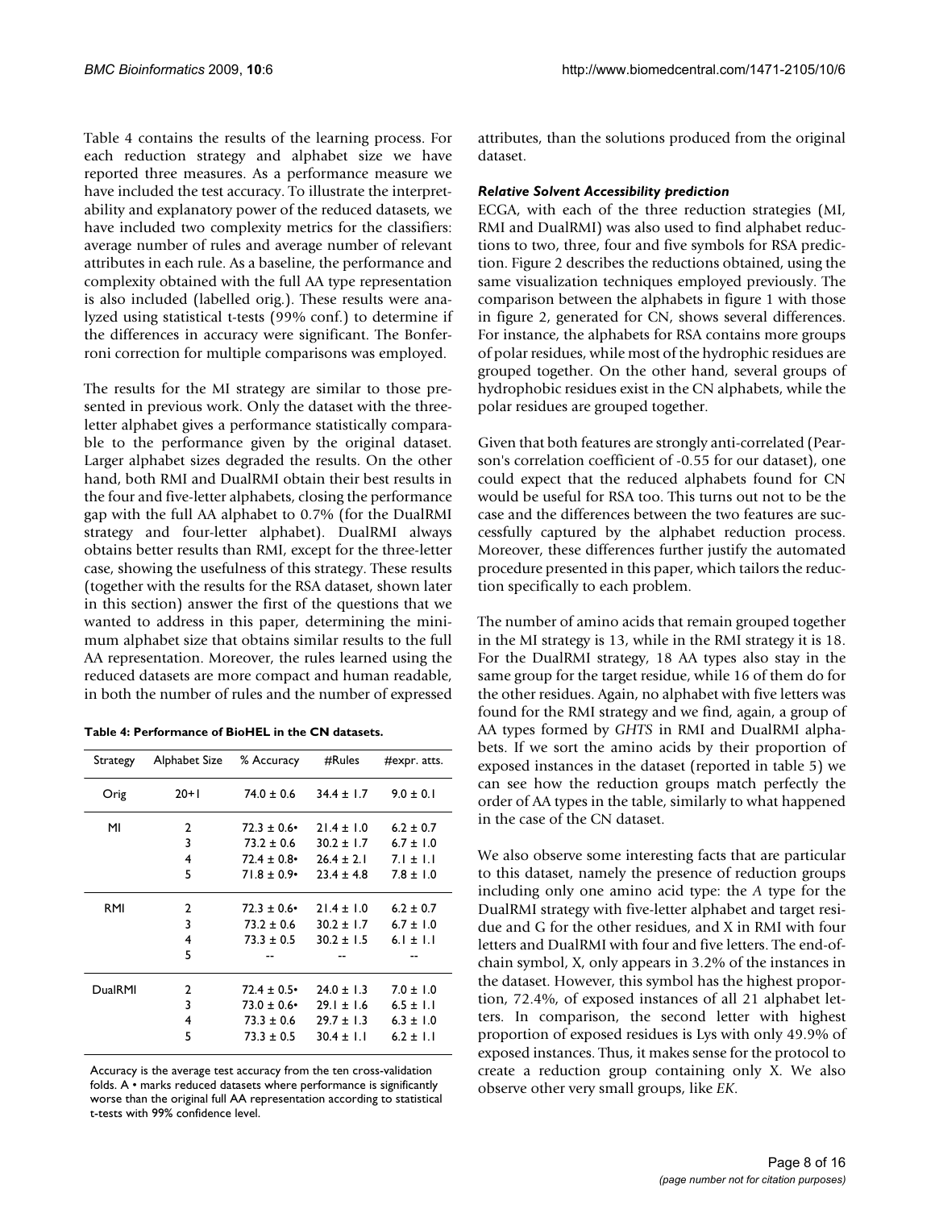Table 4 contains the results of the learning process. For each reduction strategy and alphabet size we have reported three measures. As a performance measure we have included the test accuracy. To illustrate the interpretability and explanatory power of the reduced datasets, we have included two complexity metrics for the classifiers: average number of rules and average number of relevant attributes in each rule. As a baseline, the performance and complexity obtained with the full AA type representation is also included (labelled orig.). These results were analyzed using statistical t-tests (99% conf.) to determine if the differences in accuracy were significant. The Bonferroni correction for multiple comparisons was employed.

The results for the MI strategy are similar to those presented in previous work. Only the dataset with the three-letter alphabet gives a performance statistically comparable to the performance given by the original dataset. Larger alphabet sizes degraded the results. On the other hand, both RMI and DualRMI obtain their best results in the four and five-letter alphabets, closing the performance gap with the full AA alphabet to 0.7% (for the DualRMI strategy and four-letter alphabet). DualRMI always obtains better results than RMI, except for the three-letter case, showing the usefulness of this strategy. These results (together with the results for the RSA dataset, shown later in this section) answer the first of the questions that we wanted to address in this paper, determining the minimum alphabet size that obtains similar results to the full AA representation. Moreover, the rules learned using the reduced datasets are more compact and human readable, in both the number of rules and the number of expressed attributes, than the solutions produced from the original dataset.

**Table 4: Performance of BioHEL in the CN datasets.**

| Strategy | Alphabet Size | % Accuracy | #Rules | #expr. atts. |
|---|---|---|---|---|
| Orig | 20+1 | 74.0 ± 0.6 | 34.4 ± 1.7 | 9.0 ± 0.1 |
| MI | 2 | 72.3 ± 0.6• | 21.4 ± 1.0 | 6.2 ± 0.7 |
| | 3 | 73.2 ± 0.6 | 30.2 ± 1.7 | 6.7 ± 1.0 |
| | 4 | 72.4 ± 0.8• | 26.4 ± 2.1 | 7.1 ± 1.1 |
| | 5 | 71.8 ± 0.9• | 23.4 ± 4.8 | 7.8 ± 1.0 |
| RMI | 2 | 72.3 ± 0.6• | 21.4 ± 1.0 | 6.2 ± 0.7 |
| | 3 | 73.2 ± 0.6 | 30.2 ± 1.7 | 6.7 ± 1.0 |
| | 4 | 73.3 ± 0.5 | 30.2 ± 1.5 | 6.1 ± 1.1 |
| | 5 | -- | -- | -- |
| DualRMI | 2 | 72.4 ± 0.5• | 24.0 ± 1.3 | 7.0 ± 1.0 |
| | 3 | 73.0 ± 0.6• | 29.1 ± 1.6 | 6.5 ± 1.1 |
| | 4 | 73.3 ± 0.6 | 29.7 ± 1.3 | 6.3 ± 1.0 |
| | 5 | 73.3 ± 0.5 | 30.4 ± 1.1 | 6.2 ± 1.1 |

Accuracy is the average test accuracy from the ten cross-validation folds. A • marks reduced datasets where performance is significantly worse than the original full AA representation according to statistical t-tests with 99% confidence level.

### *Relative Solvent Accessibility prediction*

ECGA, with each of the three reduction strategies (MI, RMI and DualRMI) was also used to find alphabet reductions to two, three, four and five symbols for RSA prediction. Figure 2 describes the reductions obtained, using the same visualization techniques employed previously. The comparison between the alphabets in figure 1 with those in figure 2, generated for CN, shows several differences. For instance, the alphabets for RSA contains more groups of polar residues, while most of the hydrophic residues are grouped together. On the other hand, several groups of hydrophobic residues exist in the CN alphabets, while the polar residues are grouped together.

Given that both features are strongly anti-correlated (Pearson's correlation coefficient of -0.55 for our dataset), one could expect that the reduced alphabets found for CN would be useful for RSA too. This turns out not to be the case and the differences between the two features are successfully captured by the alphabet reduction process. Moreover, these differences further justify the automated procedure presented in this paper, which tailors the reduction specifically to each problem.

The number of amino acids that remain grouped together in the MI strategy is 13, while in the RMI strategy it is 18. For the DualRMI strategy, 18 AA types also stay in the same group for the target residue, while 16 of them do for the other residues. Again, no alphabet with five letters was found for the RMI strategy and we find, again, a group of AA types formed by *GHTS* in RMI and DualRMI alphabets. If we sort the amino acids by their proportion of exposed instances in the dataset (reported in table 5) we can see how the reduction groups match perfectly the order of AA types in the table, similarly to what happened in the case of the CN dataset.

We also observe some interesting facts that are particular to this dataset, namely the presence of reduction groups including only one amino acid type: the *A* type for the DualRMI strategy with five-letter alphabet and target residue and G for the other residues, and X in RMI with four letters and DualRMI with four and five letters. The end-of-chain symbol, X, only appears in 3.2% of the instances in the dataset. However, this symbol has the highest proportion, 72.4%, of exposed instances of all 21 alphabet letters. In comparison, the second letter with highest proportion of exposed residues is Lys with only 49.9% of exposed instances. Thus, it makes sense for the protocol to create a reduction group containing only X. We also observe other very small groups, like *EK*.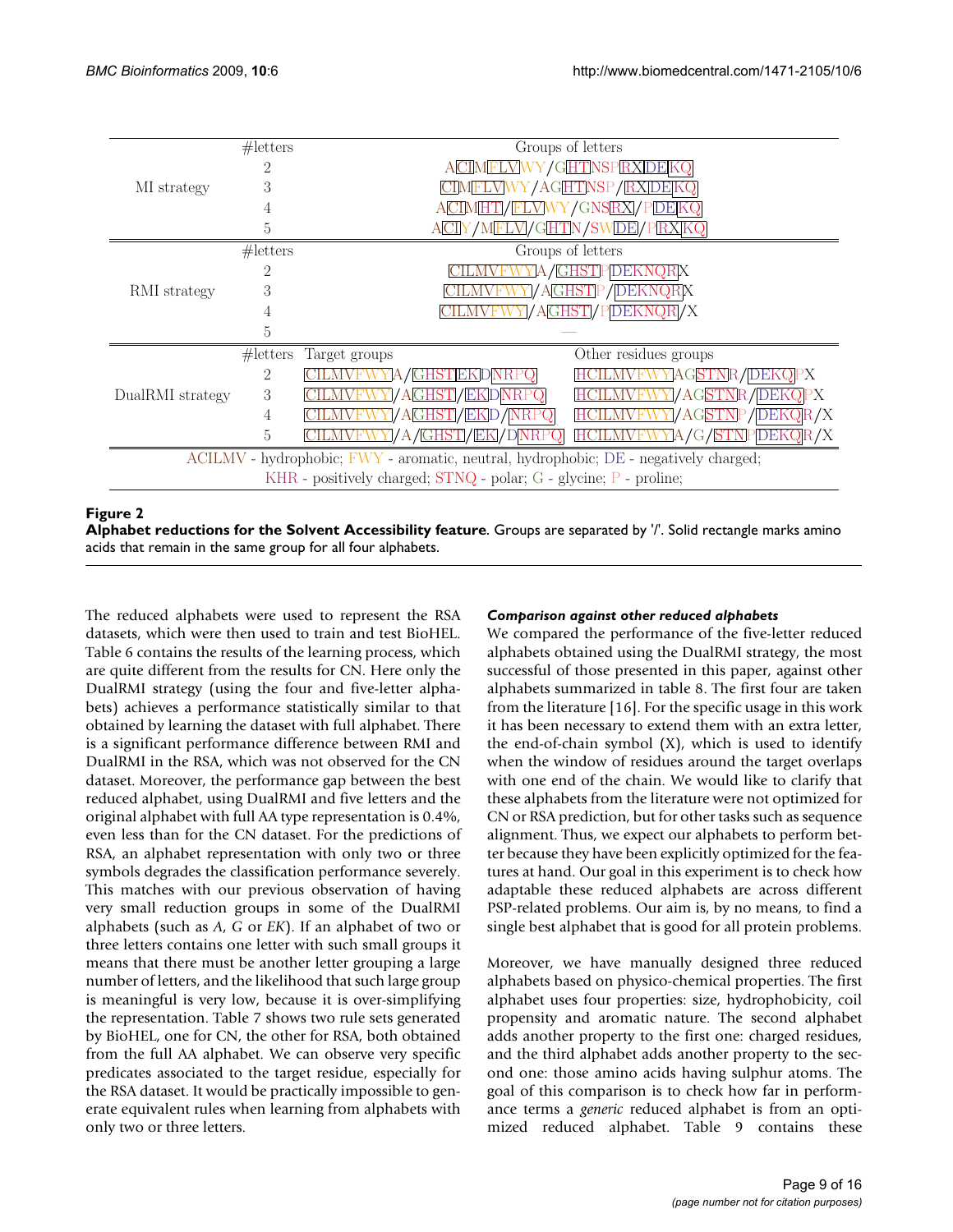| | #letters | Groups of letters | |
|---|---|---|---|
| MI strategy | 2 | ACIMFLVWY/GHTNSPRXDEKQ | |
| | 3 | CIMFLVWY/AGHTNSP/RXDEKQ | |
| | 4 | ACIMHT/FLVWY/GNSRX/PDEKQ | |
| | 5 | ACIY/MFLV/GHTN/SWDE/PRXKQ | |
| | #letters | Groups of letters | |
| RMI strategy | 2 | CILMVFWYA/GHSTPDEKNQRX | |
| | 3 | CILMVFWY/AGHSTP/DEKNQRX | |
| | 4 | CILMVFWY/AGHST/PDEKNQR/X | |
| | 5 | — | |
| | #letters | Target groups | Other residues groups |
| DualRMI strategy | 2 | CILMVFWYA/GHSTEKDNRPQ | HCILMVFWYAGSTNR/DEKQPX |
| | 3 | CILMVFWY/AGHST/EKDNRPQ | HCILMVFWY/AGSTNR/DEKQPX |
| | 4 | CILMVFWY/AGHST/EKD/NRPQ | HCILMVFWY/AGSTNP/DEKQR/X |
| | 5 | CILMVFWY/A/GHST/EK/DNRPQ | HCILMVFWYA/G/STNP/DEKQR/X |

ACILMV - hydrophobic; FWY - aromatic, neutral, hydrophobic; DE - negatively charged; KHR - positively charged; STNQ - polar; G - glycine; P - proline;

**Figure 2**
**Alphabet reductions for the Solvent Accessibility feature**. Groups are separated by '/'. Solid rectangle marks amino acids that remain in the same group for all four alphabets.

The reduced alphabets were used to represent the RSA datasets, which were then used to train and test BioHEL. Table 6 contains the results of the learning process, which are quite different from the results for CN. Here only the DualRMI strategy (using the four and five-letter alphabets) achieves a performance statistically similar to that obtained by learning the dataset with full alphabet. There is a significant performance difference between RMI and DualRMI in the RSA, which was not observed for the CN dataset. Moreover, the performance gap between the best reduced alphabet, using DualRMI and five letters and the original alphabet with full AA type representation is 0.4%, even less than for the CN dataset. For the predictions of RSA, an alphabet representation with only two or three symbols degrades the classification performance severely. This matches with our previous observation of having very small reduction groups in some of the DualRMI alphabets (such as *A*, *G* or *EK*). If an alphabet of two or three letters contains one letter with such small groups it means that there must be another letter grouping a large number of letters, and the likelihood that such large group is meaningful is very low, because it is over-simplifying the representation. Table 7 shows two rule sets generated by BioHEL, one for CN, the other for RSA, both obtained from the full AA alphabet. We can observe very specific predicates associated to the target residue, especially for the RSA dataset. It would be practically impossible to generate equivalent rules when learning from alphabets with only two or three letters.

### *Comparison against other reduced alphabets*

We compared the performance of the five-letter reduced alphabets obtained using the DualRMI strategy, the most successful of those presented in this paper, against other alphabets summarized in table 8. The first four are taken from the literature [16]. For the specific usage in this work it has been necessary to extend them with an extra letter, the end-of-chain symbol (X), which is used to identify when the window of residues around the target overlaps with one end of the chain. We would like to clarify that these alphabets from the literature were not optimized for CN or RSA prediction, but for other tasks such as sequence alignment. Thus, we expect our alphabets to perform better because they have been explicitly optimized for the features at hand. Our goal in this experiment is to check how adaptable these reduced alphabets are across different PSP-related problems. Our aim is, by no means, to find a single best alphabet that is good for all protein problems.

Moreover, we have manually designed three reduced alphabets based on physico-chemical properties. The first alphabet uses four properties: size, hydrophobicity, coil propensity and aromatic nature. The second alphabet adds another property to the first one: charged residues, and the third alphabet adds another property to the second one: those amino acids having sulphur atoms. The goal of this comparison is to check how far in performance terms a *generic* reduced alphabet is from an optimized reduced alphabet. Table 9 contains these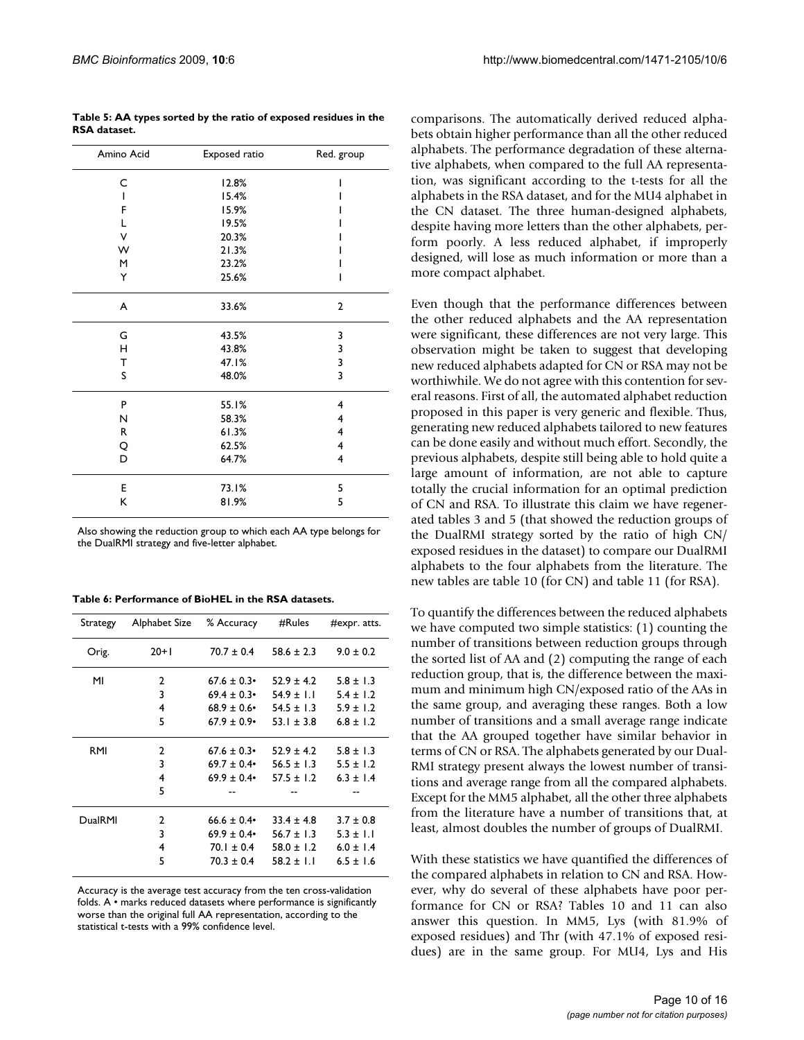**Table 5: AA types sorted by the ratio of exposed residues in the RSA dataset.**

| Amino Acid | Exposed ratio | Red. group |
|---|---|---|
| C | 12.8% | 1 |
| I | 15.4% | 1 |
| F | 15.9% | 1 |
| L | 19.5% | 1 |
| V | 20.3% | 1 |
| W | 21.3% | 1 |
| M | 23.2% | 1 |
| Y | 25.6% | 1 |
| A | 33.6% | 2 |
| G | 43.5% | 3 |
| H | 43.8% | 3 |
| T | 47.1% | 3 |
| S | 48.0% | 3 |
| P | 55.1% | 4 |
| N | 58.3% | 4 |
| R | 61.3% | 4 |
| Q | 62.5% | 4 |
| D | 64.7% | 4 |
| E | 73.1% | 5 |
| K | 81.9% | 5 |

Also showing the reduction group to which each AA type belongs for the DualRMI strategy and five-letter alphabet.

**Table 6: Performance of BioHEL in the RSA datasets.**

| Strategy | Alphabet Size | % Accuracy | #Rules | #expr. atts. |
|---|---|---|---|---|
| Orig. | 20+1 | 70.7 ± 0.4 | 58.6 ± 2.3 | 9.0 ± 0.2 |
| MI | 2 | 67.6 ± 0.3• | 52.9 ± 4.2 | 5.8 ± 1.3 |
| | 3 | 69.4 ± 0.3• | 54.9 ± 1.1 | 5.4 ± 1.2 |
| | 4 | 68.9 ± 0.6• | 54.5 ± 1.3 | 5.9 ± 1.2 |
| | 5 | 67.9 ± 0.9• | 53.1 ± 3.8 | 6.8 ± 1.2 |
| RMI | 2 | 67.6 ± 0.3• | 52.9 ± 4.2 | 5.8 ± 1.3 |
| | 3 | 69.7 ± 0.4• | 56.5 ± 1.3 | 5.5 ± 1.2 |
| | 4 | 69.9 ± 0.4• | 57.5 ± 1.2 | 6.3 ± 1.4 |
| | 5 | -- | -- | -- |
| DualRMI | 2 | 66.6 ± 0.4• | 33.4 ± 4.8 | 3.7 ± 0.8 |
| | 3 | 69.9 ± 0.4• | 56.7 ± 1.3 | 5.3 ± 1.1 |
| | 4 | 70.1 ± 0.4 | 58.0 ± 1.2 | 6.0 ± 1.4 |
| | 5 | 70.3 ± 0.4 | 58.2 ± 1.1 | 6.5 ± 1.6 |

Accuracy is the average test accuracy from the ten cross-validation folds. A • marks reduced datasets where performance is significantly worse than the original full AA representation, according to the statistical t-tests with a 99% confidence level.

comparisons. The automatically derived reduced alphabets obtain higher performance than all the other reduced alphabets. The performance degradation of these alternative alphabets, when compared to the full AA representation, was significant according to the t-tests for all the alphabets in the RSA dataset, and for the MU4 alphabet in the CN dataset. The three human-designed alphabets, despite having more letters than the other alphabets, perform poorly. A less reduced alphabet, if improperly designed, will lose as much information or more than a more compact alphabet.

Even though that the performance differences between the other reduced alphabets and the AA representation were significant, these differences are not very large. This observation might be taken to suggest that developing new reduced alphabets adapted for CN or RSA may not be worthiwhile. We do not agree with this contention for several reasons. First of all, the automated alphabet reduction proposed in this paper is very generic and flexible. Thus, generating new reduced alphabets tailored to new features can be done easily and without much effort. Secondly, the previous alphabets, despite still being able to hold quite a large amount of information, are not able to capture totally the crucial information for an optimal prediction of CN and RSA. To illustrate this claim we have regenerated tables 3 and 5 (that showed the reduction groups of the DualRMI strategy sorted by the ratio of high CN/exposed residues in the dataset) to compare our DualRMI alphabets to the four alphabets from the literature. The new tables are table 10 (for CN) and table 11 (for RSA).

To quantify the differences between the reduced alphabets we have computed two simple statistics: (1) counting the number of transitions between reduction groups through the sorted list of AA and (2) computing the range of each reduction group, that is, the difference between the maximum and minimum high CN/exposed ratio of the AAs in the same group, and averaging these ranges. Both a low number of transitions and a small average range indicate that the AA grouped together have similar behavior in terms of CN or RSA. The alphabets generated by our DualRMI strategy present always the lowest number of transitions and average range from all the compared alphabets. Except for the MM5 alphabet, all the other three alphabets from the literature have a number of transitions that, at least, almost doubles the number of groups of DualRMI.

With these statistics we have quantified the differences of the compared alphabets in relation to CN and RSA. However, why do several of these alphabets have poor performance for CN or RSA? Tables 10 and 11 can also answer this question. In MM5, Lys (with 81.9% of exposed residues) and Thr (with 47.1% of exposed residues) are in the same group. For MU4, Lys and His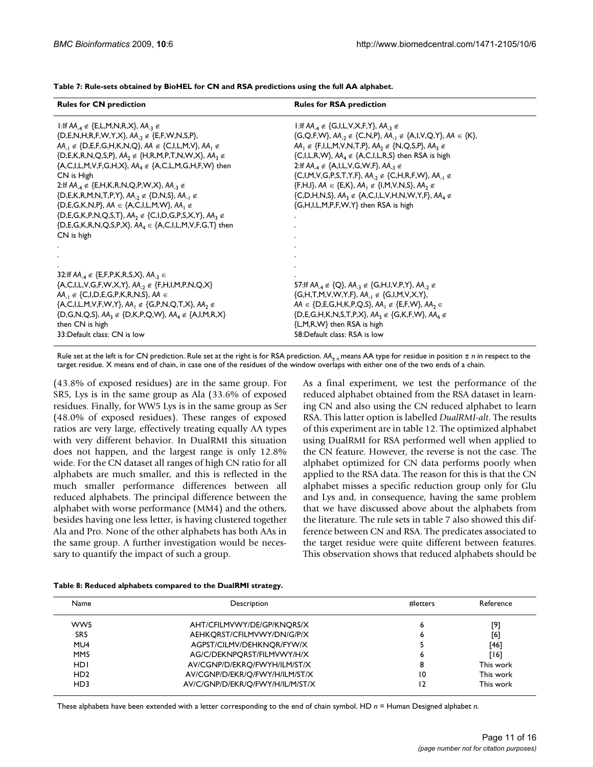**Table 7: Rule-sets obtained by BioHEL for CN and RSA predictions using the full AA alphabet.**

| Rules for CN prediction | Rules for RSA prediction |
| --- | --- |
| 1:If $AA_{-4} \notin$ {E,L,M,N,R,X}, $AA_{-3} \notin$ {D,E,N,H,R,F,W,Y,X}, $AA_{-2} \notin$ {E,F,W,N,S,P}, $AA_{-1} \notin$ {D,E,F,G,H,K,N,Q}, $AA \notin$ {C,I,L,M,V}, $AA_1 \notin$ {D,E,K,R,N,Q,S,P}, $AA_2 \notin$ {H,R,M,P,T,N,W,X}, $AA_3 \notin$ {A,C,I,L,M,V,F,G,H,X}, $AA_4 \notin$ {A,C,L,M,G,H,F,W} then CN is High | 1:If $AA_{-4} \notin$ {G,I,L,V,X,F,Y}, $AA_{-3} \notin$ {G,Q,F,W}, $AA_{-2} \notin$ {C,N,P}, $AA_{-1} \notin$ {A,I,V,Q,Y}, $AA \in$ {K}, $AA_1 \notin$ {F,I,L,M,V,N,T,P}, $AA_2 \notin$ {N,Q,S,P}, $AA_3 \notin$ {C,I,L,R,W}, $AA_4 \notin$ {A,C,I,L,R,S} then RSA is high |
| 2:If $AA_{-4} \notin$ {E,H,K,R,N,Q,P,W,X}, $AA_{-3} \notin$ {D,E,K,R,M,N,T,P,Y}, $AA_{-2} \notin$ {D,N,S}, $AA_{-1} \notin$ {D,E,G,K,N,P}, $AA \in$ {A,C,I,L,M,W}, $AA_1 \notin$ {D,E,G,K,P,N,Q,S,T}, $AA_2 \notin$ {C,I,D,G,P,S,X,Y}, $AA_3 \notin$ {D,E,G,K,R,N,Q,S,P,X}, $AA_4 \in$ {A,C,I,L,M,V,F,G,T} then CN is high | 2:If $AA_{-4} \notin$ {A,I,L,V,G,W,F}, $AA_{-3} \notin$ {C,I,M,V,G,P,S,T,Y,F}, $AA_{-2} \notin$ {C,H,R,F,W}, $AA_{-1} \notin$ {F,H,I}, $AA \in$ {E,K}, $AA_1 \notin$ {I,M,V,N,S}, $AA_2 \notin$ {C,D,H,N,S}, $AA_3 \notin$ {A,C,I,L,V,H,N,W,Y,F}, $AA_4 \notin$ {G,H,I,L,M,P,F,W,Y} then RSA is high |
| . | . |
| . | . |
| . | . |
| 32:If $AA_{-4} \notin$ {E,F,P,K,R,S,X}, $AA_{-3} \in$ {A,C,I,L,V,G,F,W,X,Y}, $AA_{-2} \notin$ {F,H,I,M,P,N,Q,X} $AA_{-1} \notin$ {C,I,D,E,G,P,K,R,N,S}, $AA \in$ {A,C,I,L,M,V,F,W,Y}, $AA_1 \notin$ {G,P,N,Q,T,X}, $AA_2 \notin$ {D,G,N,Q,S}, $AA_3 \notin$ {D,K,P,Q,W}, $AA_4 \notin$ {A,I,M,R,X} then CN is high | 57:If $AA_{-4} \notin$ {Q}, $AA_{-3} \notin$ {G,H,I,V,P,Y}, $AA_{-2} \notin$ {G,H,T,M,V,W,Y,F}, $AA_{-1} \notin$ {G,I,M,V,X,Y}, $AA \in$ {D,E,G,H,K,P,Q,S}, $AA_1 \notin$ {E,F,W}, $AA_2 \in$ {D,E,G,H,K,N,S,T,P,X}, $AA_3 \notin$ {G,K,F,W}, $AA_4 \notin$ {L,M,R,W} then RSA is high |
| 33:Default class: CN is low | 58:Default class: RSA is low |

Rule set at the left is for CN prediction. Rule set at the right is for RSA prediction. $AA_{\pm n}$ means AA type for residue in position ± *n* in respect to the target residue. X means end of chain, in case one of the residues of the window overlaps with either one of the two ends of a chain.

(43.8% of exposed residues) are in the same group. For SR5, Lys is in the same group as Ala (33.6% of exposed residues. Finally, for WW5 Lys is in the same group as Ser (48.0% of exposed residues). These ranges of exposed ratios are very large, effectively treating equally AA types with very different behavior. In DualRMI this situation does not happen, and the largest range is only 12.8% wide. For the CN dataset all ranges of high CN ratio for all alphabets are much smaller, and this is reflected in the much smaller performance differences between all reduced alphabets. The principal difference between the alphabet with worse performance (MM4) and the others, besides having one less letter, is having clustered together Ala and Pro. None of the other alphabets has both AAs in the same group. A further investigation would be necessary to quantify the impact of such a group.

As a final experiment, we test the performance of the reduced alphabet obtained from the RSA dataset in learning CN and also using the CN reduced alphabet to learn RSA. This latter option is labelled *DualRMI-alt*. The results of this experiment are in table 12. The optimized alphabet using DualRMI for RSA performed well when applied to the CN feature. However, the reverse is not the case. The alphabet optimized for CN data performs poorly when applied to the RSA data. The reason for this is that the CN alphabet misses a specific reduction group only for Glu and Lys and, in consequence, having the same problem that we have discussed above about the alphabets from the literature. The rule sets in table 7 also showed this difference between CN and RSA. The predicates associated to the target residue were quite different between features. This observation shows that reduced alphabets should be

**Table 8: Reduced alphabets compared to the DualRMI strategy.**

| Name | Description | #letters | Reference |
| --- | --- | --- | --- |
| WW5 | AHT/CFILMVWY/DE/GP/KNQRS/X | 6 | [9] |
| SR5 | AEHKQRST/CFILMVWY/DN/G/P/X | 6 | [6] |
| MU4 | AGPST/CILMV/DEHKNQR/FYW/X | 5 | [46] |
| MM5 | AG/C/DEKNPQRST/FILMVWY/H/X | 6 | [16] |
| HD1 | AV/CGNP/D/EKRQ/FWYH/ILM/ST/X | 8 | This work |
| HD2 | AV/CGNP/D/EKR/Q/FWY/H/ILM/ST/X | 10 | This work |
| HD3 | AV/C/GNP/D/EKR/Q/FWY/H/IL/M/ST/X | 12 | This work |

These alphabets have been extended with a letter corresponding to the end of chain symbol. HD *n* = Human Designed alphabet *n*.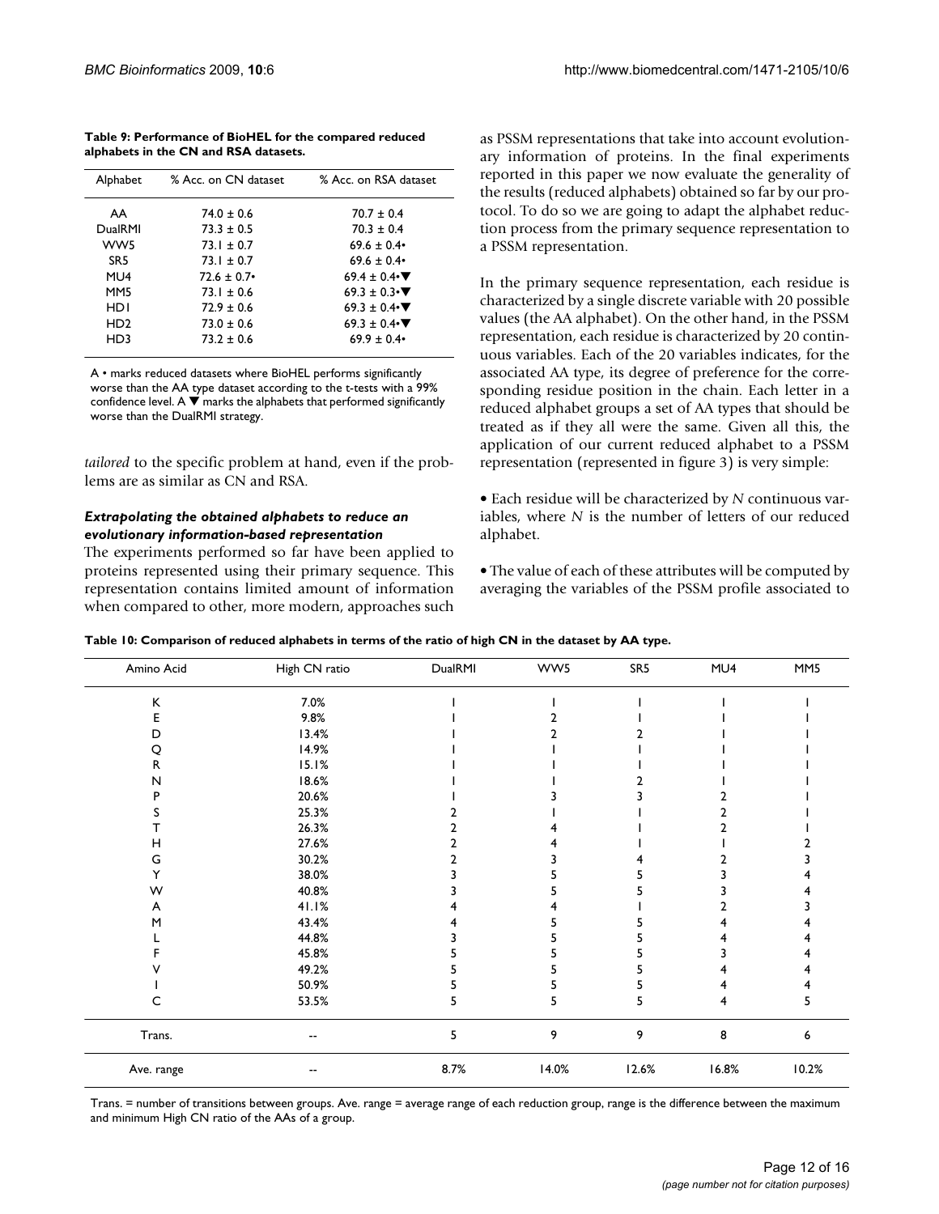**Table 9: Performance of BioHEL for the compared reduced alphabets in the CN and RSA datasets.**

| Alphabet | % Acc. on CN dataset | % Acc. on RSA dataset |
|---|---|---|
| AA | 74.0 ± 0.6 | 70.7 ± 0.4 |
| DualRMI | 73.3 ± 0.5 | 70.3 ± 0.4 |
| WW5 | 73.1 ± 0.7 | 69.6 ± 0.4• |
| SR5 | 73.1 ± 0.7 | 69.6 ± 0.4• |
| MU4 | 72.6 ± 0.7• | 69.4 ± 0.4•▼ |
| MM5 | 73.1 ± 0.6 | 69.3 ± 0.3•▼ |
| HD1 | 72.9 ± 0.6 | 69.3 ± 0.4•▼ |
| HD2 | 73.0 ± 0.6 | 69.3 ± 0.4•▼ |
| HD3 | 73.2 ± 0.6 | 69.9 ± 0.4• |

A • marks reduced datasets where BioHEL performs significantly worse than the AA type dataset according to the t-tests with a 99% confidence level. A ▼ marks the alphabets that performed significantly worse than the DualRMI strategy.

*tailored* to the specific problem at hand, even if the problems are as similar as CN and RSA.

### *Extrapolating the obtained alphabets to reduce an evolutionary information-based representation*

The experiments performed so far have been applied to proteins represented using their primary sequence. This representation contains limited amount of information when compared to other, more modern, approaches such as PSSM representations that take into account evolutionary information of proteins. In the final experiments reported in this paper we now evaluate the generality of the results (reduced alphabets) obtained so far by our protocol. To do so we are going to adapt the alphabet reduction process from the primary sequence representation to a PSSM representation.

In the primary sequence representation, each residue is characterized by a single discrete variable with 20 possible values (the AA alphabet). On the other hand, in the PSSM representation, each residue is characterized by 20 continuous variables. Each of the 20 variables indicates, for the associated AA type, its degree of preference for the corresponding residue position in the chain. Each letter in a reduced alphabet groups a set of AA types that should be treated as if they all were the same. Given all this, the application of our current reduced alphabet to a PSSM representation (represented in figure 3) is very simple:

• Each residue will be characterized by *N* continuous variables, where *N* is the number of letters of our reduced alphabet.

• The value of each of these attributes will be computed by averaging the variables of the PSSM profile associated to

**Table 10: Comparison of reduced alphabets in terms of the ratio of high CN in the dataset by AA type.**

| Amino Acid | High CN ratio | DualRMI | WW5 | SR5 | MU4 | MM5 |
|---|---|---|---|---|---|---|
| K | 7.0% | 1 | 1 | 1 | 1 | 1 |
| E | 9.8% | 1 | 2 | 1 | 1 | 1 |
| D | 13.4% | 1 | 2 | 2 | 1 | 1 |
| Q | 14.9% | 1 | 1 | 1 | 1 | 1 |
| R | 15.1% | 1 | 1 | 1 | 1 | 1 |
| N | 18.6% | 1 | 1 | 2 | 1 | 1 |
| P | 20.6% | 1 | 3 | 3 | 2 | 1 |
| S | 25.3% | 2 | 1 | 1 | 2 | 1 |
| T | 26.3% | 2 | 4 | 1 | 2 | 1 |
| H | 27.6% | 2 | 4 | 1 | 1 | 2 |
| G | 30.2% | 2 | 3 | 4 | 2 | 3 |
| Y | 38.0% | 3 | 5 | 5 | 3 | 4 |
| W | 40.8% | 3 | 5 | 5 | 3 | 4 |
| A | 41.1% | 4 | 4 | 1 | 2 | 3 |
| M | 43.4% | 4 | 5 | 5 | 4 | 4 |
| L | 44.8% | 3 | 5 | 5 | 4 | 4 |
| F | 45.8% | 5 | 5 | 5 | 3 | 4 |
| V | 49.2% | 5 | 5 | 5 | 4 | 4 |
| I | 50.9% | 5 | 5 | 5 | 4 | 4 |
| C | 53.5% | 5 | 5 | 5 | 4 | 5 |
| Trans. | -- | 5 | 9 | 9 | 8 | 6 |
| Ave. range | -- | 8.7% | 14.0% | 12.6% | 16.8% | 10.2% |

Trans. = number of transitions between groups. Ave. range = average range of each reduction group, range is the difference between the maximum and minimum High CN ratio of the AAs of a group.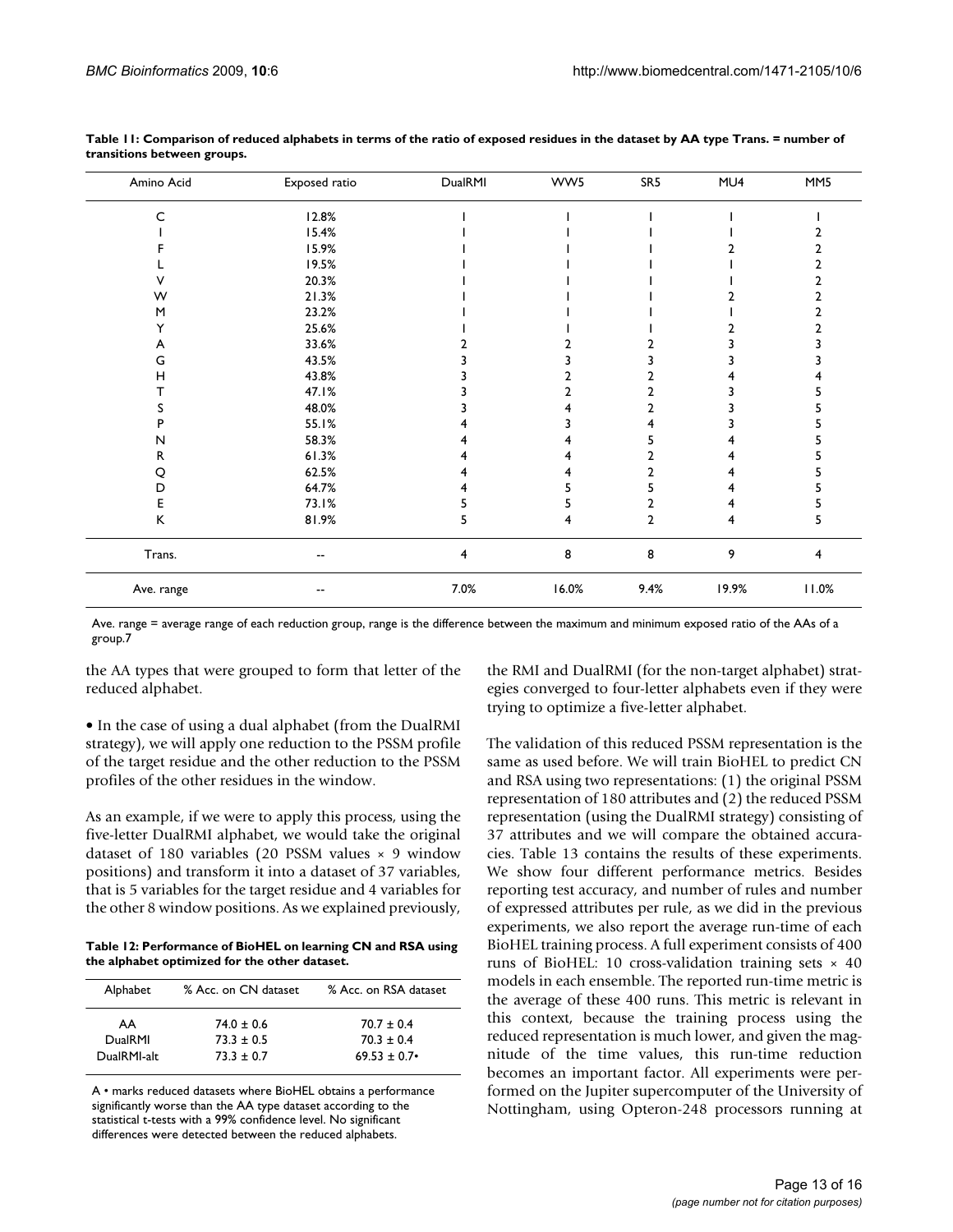**Table 11: Comparison of reduced alphabets in terms of the ratio of exposed residues in the dataset by AA type Trans. = number of transitions between groups.**

| Amino Acid | Exposed ratio | DualRMI | WW5 | SR5 | MU4 | MM5 |
|---|---|---|---|---|---|---|
| C | 12.8% | 1 | 1 | 1 | 1 | 1 |
| I | 15.4% | 1 | 1 | 1 | 1 | 2 |
| F | 15.9% | 1 | 1 | 1 | 2 | 2 |
| L | 19.5% | 1 | 1 | 1 | 1 | 2 |
| V | 20.3% | 1 | 1 | 1 | 1 | 2 |
| W | 21.3% | 1 | 1 | 1 | 2 | 2 |
| M | 23.2% | 1 | 1 | 1 | 1 | 2 |
| Y | 25.6% | 1 | 1 | 1 | 2 | 2 |
| A | 33.6% | 2 | 2 | 2 | 3 | 3 |
| G | 43.5% | 3 | 3 | 3 | 3 | 3 |
| H | 43.8% | 3 | 2 | 2 | 4 | 4 |
| T | 47.1% | 3 | 2 | 2 | 3 | 5 |
| S | 48.0% | 3 | 4 | 2 | 3 | 5 |
| P | 55.1% | 4 | 3 | 4 | 3 | 5 |
| N | 58.3% | 4 | 4 | 5 | 4 | 5 |
| R | 61.3% | 4 | 4 | 2 | 4 | 5 |
| Q | 62.5% | 4 | 4 | 2 | 4 | 5 |
| D | 64.7% | 4 | 5 | 5 | 4 | 5 |
| E | 73.1% | 5 | 5 | 2 | 4 | 5 |
| K | 81.9% | 5 | 4 | 2 | 4 | 5 |
| Trans. | -- | 4 | 8 | 8 | 9 | 4 |
| Ave. range | -- | 7.0% | 16.0% | 9.4% | 19.9% | 11.0% |

Ave. range = average range of each reduction group, range is the difference between the maximum and minimum exposed ratio of the AAs of a group.7

the AA types that were grouped to form that letter of the reduced alphabet.

- In the case of using a dual alphabet (from the DualRMI strategy), we will apply one reduction to the PSSM profile of the target residue and the other reduction to the PSSM profiles of the other residues in the window.

As an example, if we were to apply this process, using the five-letter DualRMI alphabet, we would take the original dataset of 180 variables (20 PSSM values × 9 window positions) and transform it into a dataset of 37 variables, that is 5 variables for the target residue and 4 variables for the other 8 window positions. As we explained previously, the RMI and DualRMI (for the non-target alphabet) strategies converged to four-letter alphabets even if they were trying to optimize a five-letter alphabet.

**Table 12: Performance of BioHEL on learning CN and RSA using the alphabet optimized for the other dataset.**

| Alphabet | % Acc. on CN dataset | % Acc. on RSA dataset |
|---|---|---|
| AA | 74.0 ± 0.6 | 70.7 ± 0.4 |
| DualRMI | 73.3 ± 0.5 | 70.3 ± 0.4 |
| DualRMI-alt | 73.3 ± 0.7 | 69.53 ± 0.7• |

A • marks reduced datasets where BioHEL obtains a performance significantly worse than the AA type dataset according to the statistical t-tests with a 99% confidence level. No significant differences were detected between the reduced alphabets.

The validation of this reduced PSSM representation is the same as used before. We will train BioHEL to predict CN and RSA using two representations: (1) the original PSSM representation of 180 attributes and (2) the reduced PSSM representation (using the DualRMI strategy) consisting of 37 attributes and we will compare the obtained accuracies. Table 13 contains the results of these experiments. We show four different performance metrics. Besides reporting test accuracy, and number of rules and number of expressed attributes per rule, as we did in the previous experiments, we also report the average run-time of each BioHEL training process. A full experiment consists of 400 runs of BioHEL: 10 cross-validation training sets × 40 models in each ensemble. The reported run-time metric is the average of these 400 runs. This metric is relevant in this context, because the training process using the reduced representation is much lower, and given the magnitude of the time values, this run-time reduction becomes an important factor. All experiments were performed on the Jupiter supercomputer of the University of Nottingham, using Opteron-248 processors running at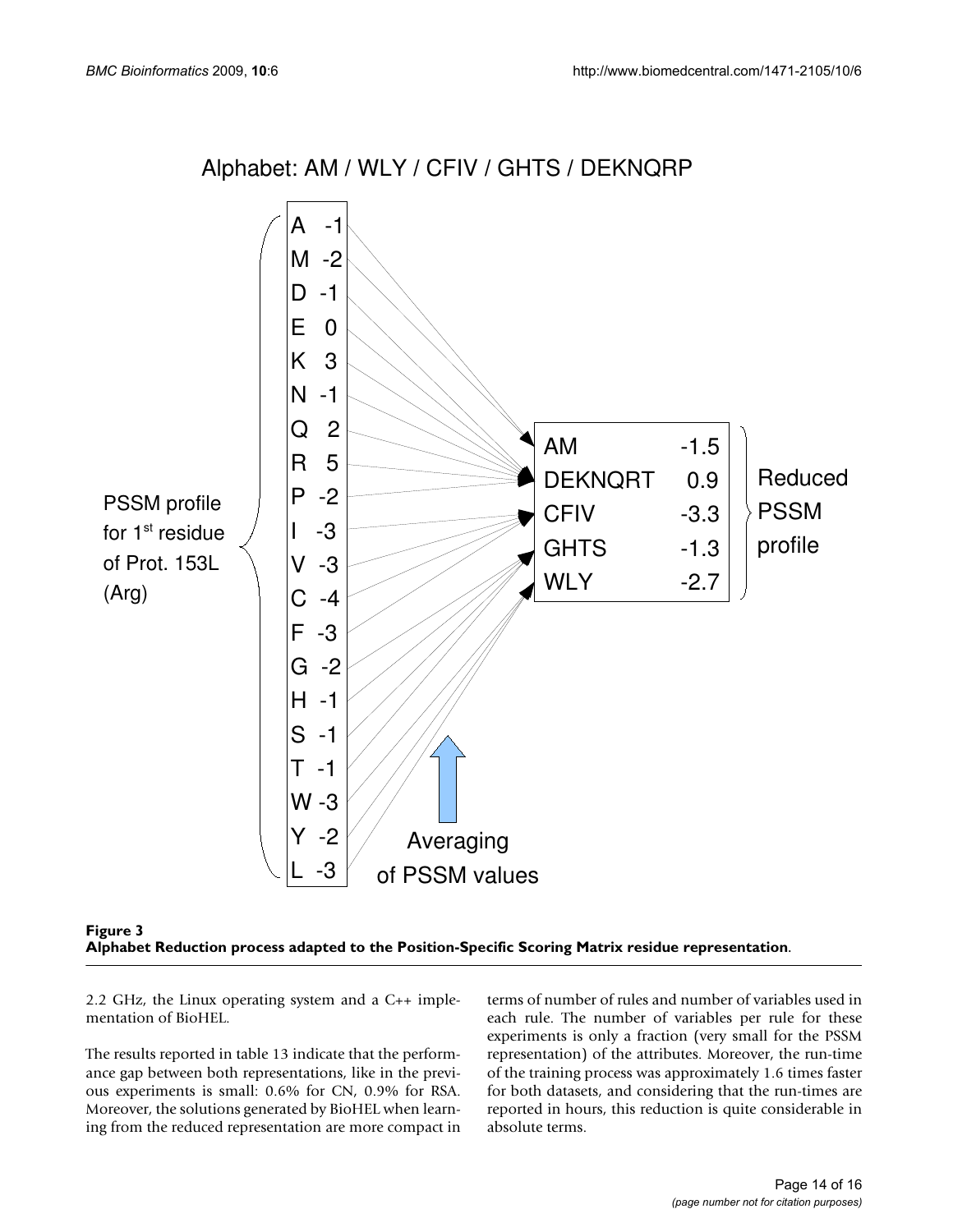Alphabet: AM / WLY / CFIV / GHTS / DEKNQRP

| PSSM profile for 1st residue of Prot. 153L (Arg) | |
|---|---|
| A | -1 |
| M | -2 |
| D | -1 |
| E | 0 |
| K | 3 |
| N | -1 |
| Q | 2 |
| R | 5 |
| P | -2 |
| I | -3 |
| V | -3 |
| C | -4 |
| F | -3 |
| G | -2 |
| H | -1 |
| S | -1 |
| T | -1 |
| W | -3 |
| Y | -2 |
| L | -3 |

Averaging of PSSM values

| Reduced PSSM profile | |
|---|---|
| AM | -1.5 |
| DEKNQRT | 0.9 |
| CFIV | -3.3 |
| GHTS | -1.3 |
| WLY | -2.7 |

**Figure 3**
**Alphabet Reduction process adapted to the Position-Specific Scoring Matrix residue representation**.

2.2 GHz, the Linux operating system and a C++ implementation of BioHEL.

The results reported in table 13 indicate that the performance gap between both representations, like in the previous experiments is small: 0.6% for CN, 0.9% for RSA. Moreover, the solutions generated by BioHEL when learning from the reduced representation are more compact in terms of number of rules and number of variables used in each rule. The number of variables per rule for these experiments is only a fraction (very small for the PSSM representation) of the attributes. Moreover, the run-time of the training process was approximately 1.6 times faster for both datasets, and considering that the run-times are reported in hours, this reduction is quite considerable in absolute terms.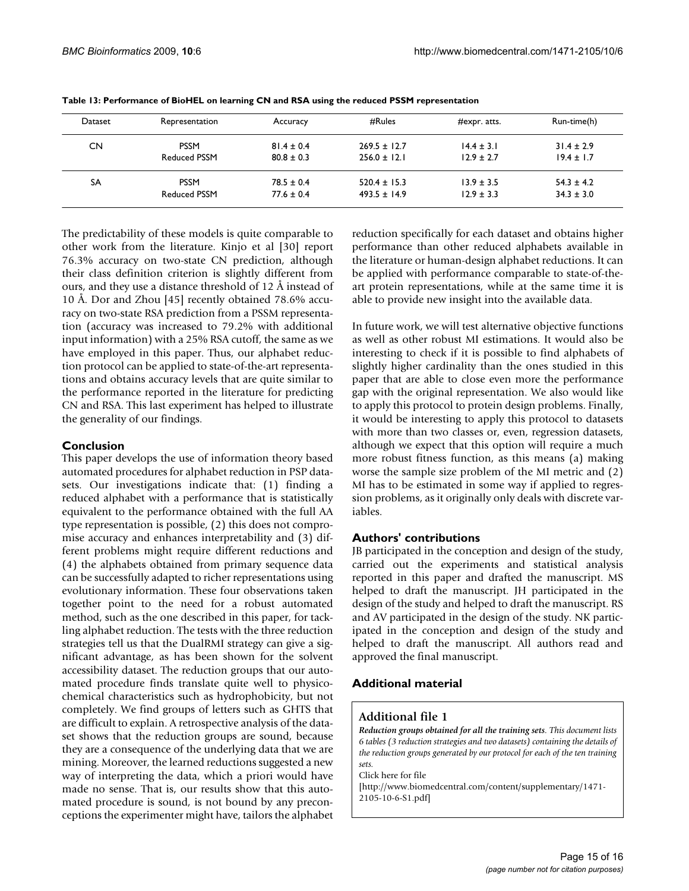**Table 13: Performance of BioHEL on learning CN and RSA using the reduced PSSM representation**

| Dataset | Representation | Accuracy | #Rules | #expr. atts. | Run-time(h) |
|---|---|---|---|---|---|
| CN | PSSM | 81.4 ± 0.4 | 269.5 ± 12.7 | 14.4 ± 3.1 | 31.4 ± 2.9 |
| | Reduced PSSM | 80.8 ± 0.3 | 256.0 ± 12.1 | 12.9 ± 2.7 | 19.4 ± 1.7 |
| SA | PSSM | 78.5 ± 0.4 | 520.4 ± 15.3 | 13.9 ± 3.5 | 54.3 ± 4.2 |
| | Reduced PSSM | 77.6 ± 0.4 | 493.5 ± 14.9 | 12.9 ± 3.3 | 34.3 ± 3.0 |

The predictability of these models is quite comparable to other work from the literature. Kinjo et al [30] report 76.3% accuracy on two-state CN prediction, although their class definition criterion is slightly different from ours, and they use a distance threshold of 12 Å instead of 10 Å. Dor and Zhou [45] recently obtained 78.6% accuracy on two-state RSA prediction from a PSSM representation (accuracy was increased to 79.2% with additional input information) with a 25% RSA cutoff, the same as we have employed in this paper. Thus, our alphabet reduction protocol can be applied to state-of-the-art representations and obtains accuracy levels that are quite similar to the performance reported in the literature for predicting CN and RSA. This last experiment has helped to illustrate the generality of our findings.

## Conclusion

This paper develops the use of information theory based automated procedures for alphabet reduction in PSP datasets. Our investigations indicate that: (1) finding a reduced alphabet with a performance that is statistically equivalent to the performance obtained with the full AA type representation is possible, (2) this does not compromise accuracy and enhances interpretability and (3) different problems might require different reductions and (4) the alphabets obtained from primary sequence data can be successfully adapted to richer representations using evolutionary information. These four observations taken together point to the need for a robust automated method, such as the one described in this paper, for tackling alphabet reduction. The tests with the three reduction strategies tell us that the DualRMI strategy can give a significant advantage, as has been shown for the solvent accessibility dataset. The reduction groups that our automated procedure finds translate quite well to physicochemical characteristics such as hydrophobicity, but not completely. We find groups of letters such as GHTS that are difficult to explain. A retrospective analysis of the dataset shows that the reduction groups are sound, because they are a consequence of the underlying data that we are mining. Moreover, the learned reductions suggested a new way of interpreting the data, which a priori would have made no sense. That is, our results show that this automated procedure is sound, is not bound by any preconceptions the experimenter might have, tailors the alphabet reduction specifically for each dataset and obtains higher performance than other reduced alphabets available in the literature or human-design alphabet reductions. It can be applied with performance comparable to state-of-the-art protein representations, while at the same time it is able to provide new insight into the available data.

In future work, we will test alternative objective functions as well as other robust MI estimations. It would also be interesting to check if it is possible to find alphabets of slightly higher cardinality than the ones studied in this paper that are able to close even more the performance gap with the original representation. We also would like to apply this protocol to protein design problems. Finally, it would be interesting to apply this protocol to datasets with more than two classes or, even, regression datasets, although we expect that this option will require a much more robust fitness function, as this means (a) making worse the sample size problem of the MI metric and (2) MI has to be estimated in some way if applied to regression problems, as it originally only deals with discrete variables.

## Authors' contributions

JB participated in the conception and design of the study, carried out the experiments and statistical analysis reported in this paper and drafted the manuscript. MS helped to draft the manuscript. JH participated in the design of the study and helped to draft the manuscript. RS and AV participated in the design of the study. NK participated in the conception and design of the study and helped to draft the manuscript. All authors read and approved the final manuscript.

## Additional material

### Additional file 1

***Reduction groups obtained for all the training sets****. This document lists 6 tables (3 reduction strategies and two datasets) containing the details of the reduction groups generated by our protocol for each of the ten training sets.*

Click here for file

[http://www.biomedcentral.com/content/supplementary/1471-2105-10-6-S1.pdf]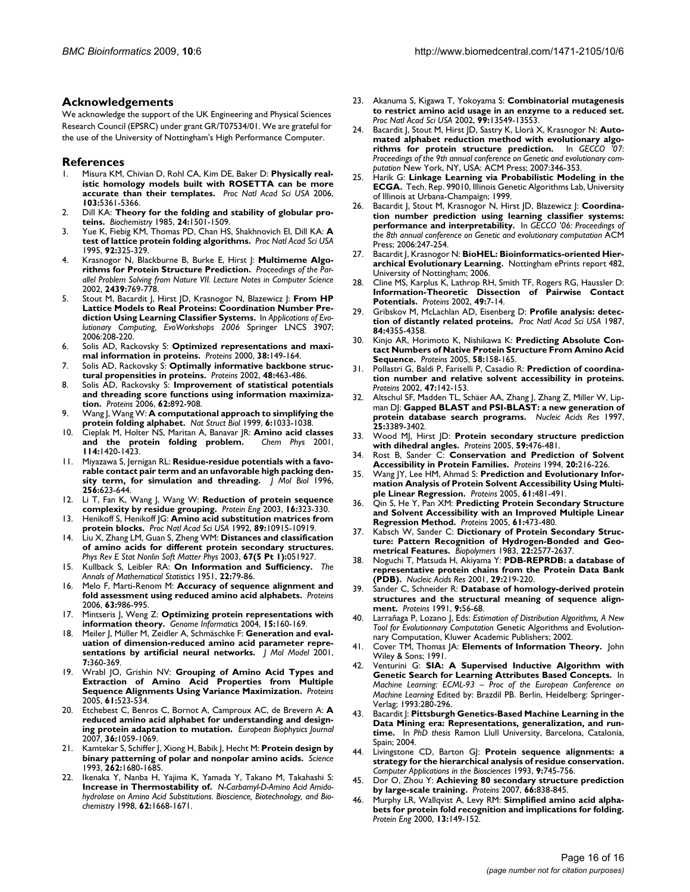## Acknowledgements

We acknowledge the support of the UK Engineering and Physical Sciences Research Council (EPSRC) under grant GR/T07534/01. We are grateful for the use of the University of Nottingham's High Performance Computer.

## References

1. Misura KM, Chivian D, Rohl CA, Kim DE, Baker D: **Physically realistic homology models built with ROSETTA can be more accurate than their templates.** *Proc Natl Acad Sci USA* 2006, **103:**5361-5366.
2. Dill KA: **Theory for the folding and stability of globular proteins.** *Biochemistry* 1985, **24:**1501-1509.
3. Yue K, Fiebig KM, Thomas PD, Chan HS, Shakhnovich EI, Dill KA: **A test of lattice protein folding algorithms.** *Proc Natl Acad Sci USA* 1995, **92:**325-329.
4. Krasnogor N, Blackburne B, Burke E, Hirst J: **Multimeme Algorithms for Protein Structure Prediction.** *Proceedings of the Parallel Problem Solving from Nature VII. Lecture Notes in Computer Science* 2002, **2439:**769-778.
5. Stout M, Bacardit J, Hirst JD, Krasnogor N, Blazewicz J: **From HP Lattice Models to Real Proteins: Coordination Number Prediction Using Learning Classifier Systems.** In *Applications of Evolutionary Computing, EvoWorkshops 2006* Springer LNCS 3907; 2006:208-220.
6. Solis AD, Rackovsky S: **Optimized representations and maximal information in proteins.** *Proteins* 2000, **38:**149-164.
7. Solis AD, Rackovsky S: **Optimally informative backbone structural propensities in proteins.** *Proteins* 2002, **48:**463-486.
8. Solis AD, Rackovsky S: **Improvement of statistical potentials and threading score functions using information maximization.** *Proteins* 2006, **62:**892-908.
9. Wang J, Wang W: **A computational approach to simplifying the protein folding alphabet.** *Nat Struct Biol* 1999, **6:**1033-1038.
10. Cieplak M, Holter NS, Maritan A, Banavar JR: **Amino acid classes and the protein folding problem.** *Chem Phys* 2001, **114:**1420-1423.
11. Miyazawa S, Jernigan RL: **Residue-residue potentials with a favorable contact pair term and an unfavorable high packing density term, for simulation and threading.** *J Mol Biol* 1996, **256:**623-644.
12. Li T, Fan K, Wang J, Wang W: **Reduction of protein sequence complexity by residue grouping.** *Protein Eng* 2003, **16:**323-330.
13. Henikoff S, Henikoff JG: **Amino acid substitution matrices from protein blocks.** *Proc Natl Acad Sci USA* 1992, **89:**10915-10919.
14. Liu X, Zhang LM, Guan S, Zheng WM: **Distances and classification of amino acids for different protein secondary structures.** *Phys Rev E Stat Nonlin Soft Matter Phys* 2003, **67(5 Pt 1):**051927.
15. Kullback S, Leibler RA: **On Information and Sufficiency.** *The Annals of Mathematical Statistics* 1951, **22:**79-86.
16. Melo F, Marti-Renom M: **Accuracy of sequence alignment and fold assessment using reduced amino acid alphabets.** *Proteins* 2006, **63:**986-995.
17. Mintseris J, Weng Z: **Optimizing protein representations with information theory.** *Genome Informatics* 2004, **15:**160-169.
18. Meiler J, Müller M, Zeidler A, Schmäschke F: **Generation and evaluation of dimension-reduced amino acid parameter representations by artificial neural networks.** *J Mol Model* 2001, **7:**360-369.
19. Wrabl JO, Grishin NV: **Grouping of Amino Acid Types and Extraction of Amino Acid Properties from Multiple Sequence Alignments Using Variance Maximization.** *Proteins* 2005, **61:**523-534.
20. Etchebest C, Benros C, Bornot A, Camproux AC, de Brevern A: **A reduced amino acid alphabet for understanding and designing protein adaptation to mutation.** *European Biophysics Journal* 2007, **36:**1059-1069.
21. Kamtekar S, Schiffer J, Xiong H, Babik J, Hecht M: **Protein design by binary patterning of polar and nonpolar amino acids.** *Science* 1993, **262:**1680-1685.
22. Ikenaka Y, Nanba H, Yajima K, Yamada Y, Takano M, Takahashi S: **Increase in Thermostability of.** *N-Carbamyl-D-Amino Acid Amidohydrolase on Amino Acid Substitutions. Bioscience, Biotechnology, and Biochemistry* 1998, **62:**1668-1671.
23. Akanuma S, Kigawa T, Yokoyama S: **Combinatorial mutagenesis to restrict amino acid usage in an enzyme to a reduced set.** *Proc Natl Acad Sci USA* 2002, **99:**13549-13553.
24. Bacardit J, Stout M, Hirst JD, Sastry K, Llorà X, Krasnogor N: **Automated alphabet reduction method with evolutionary algorithms for protein structure prediction.** In *GECCO '07: Proceedings of the 9th annual conference on Genetic and evolutionary computation* New York, NY, USA: ACM Press; 2007:346-353.
25. Harik G: **Linkage Learning via Probabilistic Modeling in the ECGA.** Tech. Rep. 99010, Illinois Genetic Algorithms Lab, University of Illinois at Urbana-Champaign; 1999.
26. Bacardit J, Stout M, Krasnogor N, Hirst JD, Blazewicz J: **Coordination number prediction using learning classifier systems: performance and interpretability.** In *GECCO '06: Proceedings of the 8th annual conference on Genetic and evolutionary computation* ACM Press; 2006:247-254.
27. Bacardit J, Krasnogor N: **BioHEL: Bioinformatics-oriented Hierarchical Evolutionary Learning.** Nottingham ePrints report 482, University of Nottingham; 2006.
28. Cline MS, Karplus K, Lathrop RH, Smith TF, Rogers RG, Haussler D: **Information-Theoretic Dissection of Pairwise Contact Potentials.** *Proteins* 2002, **49:**7-14.
29. Gribskov M, McLachlan AD, Eisenberg D: **Profile analysis: detection of distantly related proteins.** *Proc Natl Acad Sci USA* 1987, **84:**4355-4358.
30. Kinjo AR, Horimoto K, Nishikawa K: **Predicting Absolute Contact Numbers of Native Protein Structure From Amino Acid Sequence.** *Proteins* 2005, **58:**158-165.
31. Pollastri G, Baldi P, Fariselli P, Casadio R: **Prediction of coordination number and relative solvent accessibility in proteins.** *Proteins* 2002, **47:**142-153.
32. Altschul SF, Madden TL, Schäer AA, Zhang J, Zhang Z, Miller W, Lipman DJ: **Gapped BLAST and PSI-BLAST: a new generation of protein database search programs.** *Nucleic Acids Res* 1997, **25:**3389-3402.
33. Wood MJ, Hirst JD: **Protein secondary structure prediction with dihedral angles.** *Proteins* 2005, **59:**476-481.
34. Rost B, Sander C: **Conservation and Prediction of Solvent Accessibility in Protein Families.** *Proteins* 1994, **20:**216-226.
35. Wang JY, Lee HM, Ahmad S: **Prediction and Evolutionary Information Analysis of Protein Solvent Accessibility Using Multiple Linear Regression.** *Proteins* 2005, **61:**481-491.
36. Qin S, He Y, Pan XM: **Predicting Protein Secondary Structure and Solvent Accessibility with an Improved Multiple Linear Regression Method.** *Proteins* 2005, **61:**473-480.
37. Kabsch W, Sander C: **Dictionary of Protein Secondary Structure: Pattern Recognition of Hydrogen-Bonded and Geometrical Features.** *Biopolymers* 1983, **22:**2577-2637.
38. Noguchi T, Matsuda H, Akiyama Y: **PDB-REPRDB: a database of representative protein chains from the Protein Data Bank (PDB).** *Nucleic Acids Res* 2001, **29:**219-220.
39. Sander C, Schneider R: **Database of homology-derived protein structures and the structural meaning of sequence alignment.** *Proteins* 1991, **9:**56-68.
40. Larrañaga P, Lozano J, Eds: *Estimation of Distribution Algorithms, A New Tool for Evolutionnary Computation* Genetic Algorithms and Evolutionary Computation, Kluwer Academic Publishers; 2002.
41. Cover TM, Thomas JA: **Elements of Information Theory.** John Wiley & Sons; 1991.
42. Venturini G: **SIA: A Supervised Inductive Algorithm with Genetic Search for Learning Attributes Based Concepts.** In *Machine Learning: ECML-93 – Proc of the European Conference on Machine Learning* Edited by: Brazdil PB. Berlin, Heidelberg: Springer-Verlag; 1993:280-296.
43. Bacardit J: **Pittsburgh Genetics-Based Machine Learning in the Data Mining era: Representations, generalization, and runtime.** In *PhD thesis* Ramon Llull University, Barcelona, Catalonia, Spain; 2004.
44. Livingstone CD, Barton GJ: **Protein sequence alignments: a strategy for the hierarchical analysis of residue conservation.** *Computer Applications in the Biosciences* 1993, **9:**745-756.
45. Dor O, Zhou Y: **Achieving 80 secondary structure prediction by large-scale training.** *Proteins* 2007, **66:**838-845.
46. Murphy LR, Wallqvist A, Levy RM: **Simplified amino acid alphabets for protein fold recognition and implications for folding.** *Protein Eng* 2000, **13:**149-152.